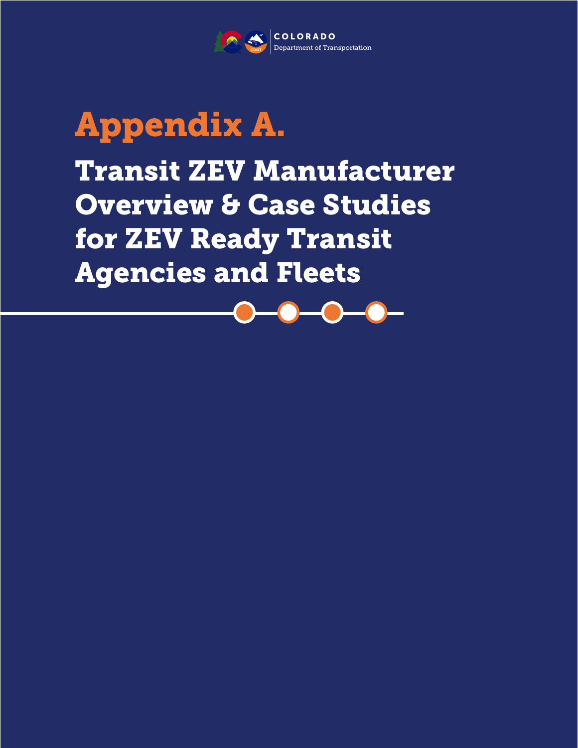COLORADO
Department of Transportation

# Appendix A.

## Transit ZEV Manufacturer Overview & Case Studies for ZEV Ready Transit Agencies and Fleets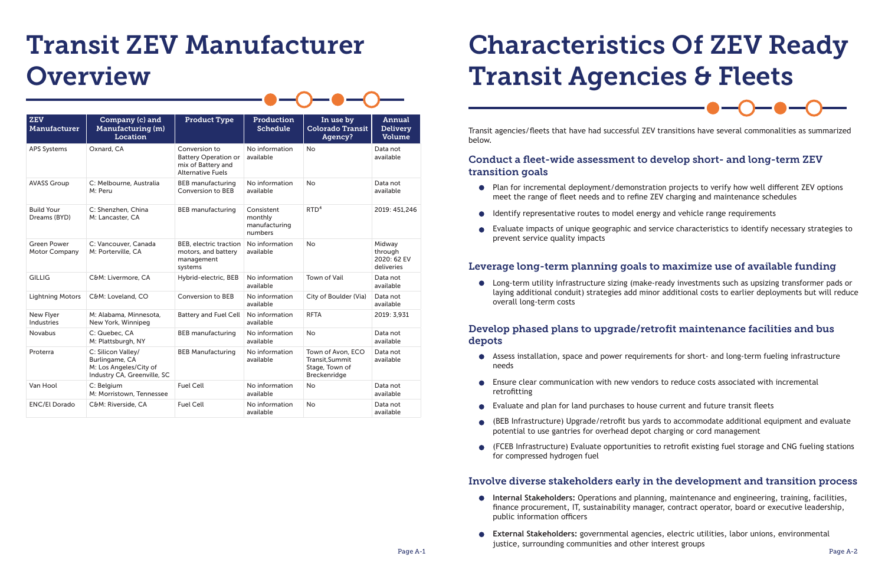# Transit ZEV Manufacturer Overview

| ZEV Manufacturer | Company (c) and Manufacturing (m) Location | Product Type | Production Schedule | In use by Colorado Transit Agency? | Annual Delivery Volume |
|---|---|---|---|---|---|
| APS Systems | Oxnard, CA | Conversion to Battery Operation or mix of Battery and Alternative Fuels | No information available | No | Data not available |
| AVASS Group | C: Melbourne, Australia M: Peru | BEB manufacturing Conversion to BEB | No information available | No | Data not available |
| Build Your Dreams (BYD) | C: Shenzhen, China M: Lancaster, CA | BEB manufacturing | Consistent monthly manufacturing numbers | RTD[4] | 2019: 451,246 |
| Green Power Motor Company | C: Vancouver, Canada M: Porterville, CA | BEB, electric traction motors, and battery management systems | No information available | No | Midway through 2020: 62 EV deliveries |
| GILLIG | C&M: Livermore, CA | Hybrid-electric, BEB | No information available | Town of Vail | Data not available |
| Lightning Motors | C&M: Loveland, CO | Conversion to BEB | No information available | City of Boulder (Via) | Data not available |
| New Flyer Industries | M: Alabama, Minnesota, New York, Winnipeg | Battery and Fuel Cell | No information available | RFTA | 2019: 3,931 |
| Novabus | C: Quebec, CA M: Plattsburgh, NY | BEB manufacturing | No information available | No | Data not available |
| Proterra | C: Silicon Valley/ Burlingame, CA M: Los Angeles/City of Industry CA, Greenville, SC | BEB Manufacturing | No information available | Town of Avon, ECO Transit,Summit Stage, Town of Breckenridge | Data not available |
| Van Hool | C: Belgium M: Morristown, Tennessee | Fuel Cell | No information available | No | Data not available |
| ENC/El Dorado | C&M: Riverside, CA | Fuel Cell | No information available | No | Data not available |

# Characteristics Of ZEV Ready Transit Agencies & Fleets

Transit agencies/fleets that have had successful ZEV transitions have several commonalities as summarized below.

## Conduct a fleet-wide assessment to develop short- and long-term ZEV transition goals

- Plan for incremental deployment/demonstration projects to verify how well different ZEV options meet the range of fleet needs and to refine ZEV charging and maintenance schedules
- Identify representative routes to model energy and vehicle range requirements
- Evaluate impacts of unique geographic and service characteristics to identify necessary strategies to prevent service quality impacts

## Leverage long-term planning goals to maximize use of available funding

- Long-term utility infrastructure sizing (make-ready investments such as upsizing transformer pads or laying additional conduit) strategies add minor additional costs to earlier deployments but will reduce overall long-term costs

## Develop phased plans to upgrade/retrofit maintenance facilities and bus depots

- Assess installation, space and power requirements for short- and long-term fueling infrastructure needs
- Ensure clear communication with new vendors to reduce costs associated with incremental retrofitting
- Evaluate and plan for land purchases to house current and future transit fleets
- (BEB Infrastructure) Upgrade/retrofit bus yards to accommodate additional equipment and evaluate potential to use gantries for overhead depot charging or cord management
- (FCEB Infrastructure) Evaluate opportunities to retrofit existing fuel storage and CNG fueling stations for compressed hydrogen fuel

## Involve diverse stakeholders early in the development and transition process

- **Internal Stakeholders:** Operations and planning, maintenance and engineering, training, facilities, finance procurement, IT, sustainability manager, contract operator, board or executive leadership, public information officers
- **External Stakeholders:** governmental agencies, electric utilities, labor unions, environmental justice, surrounding communities and other interest groups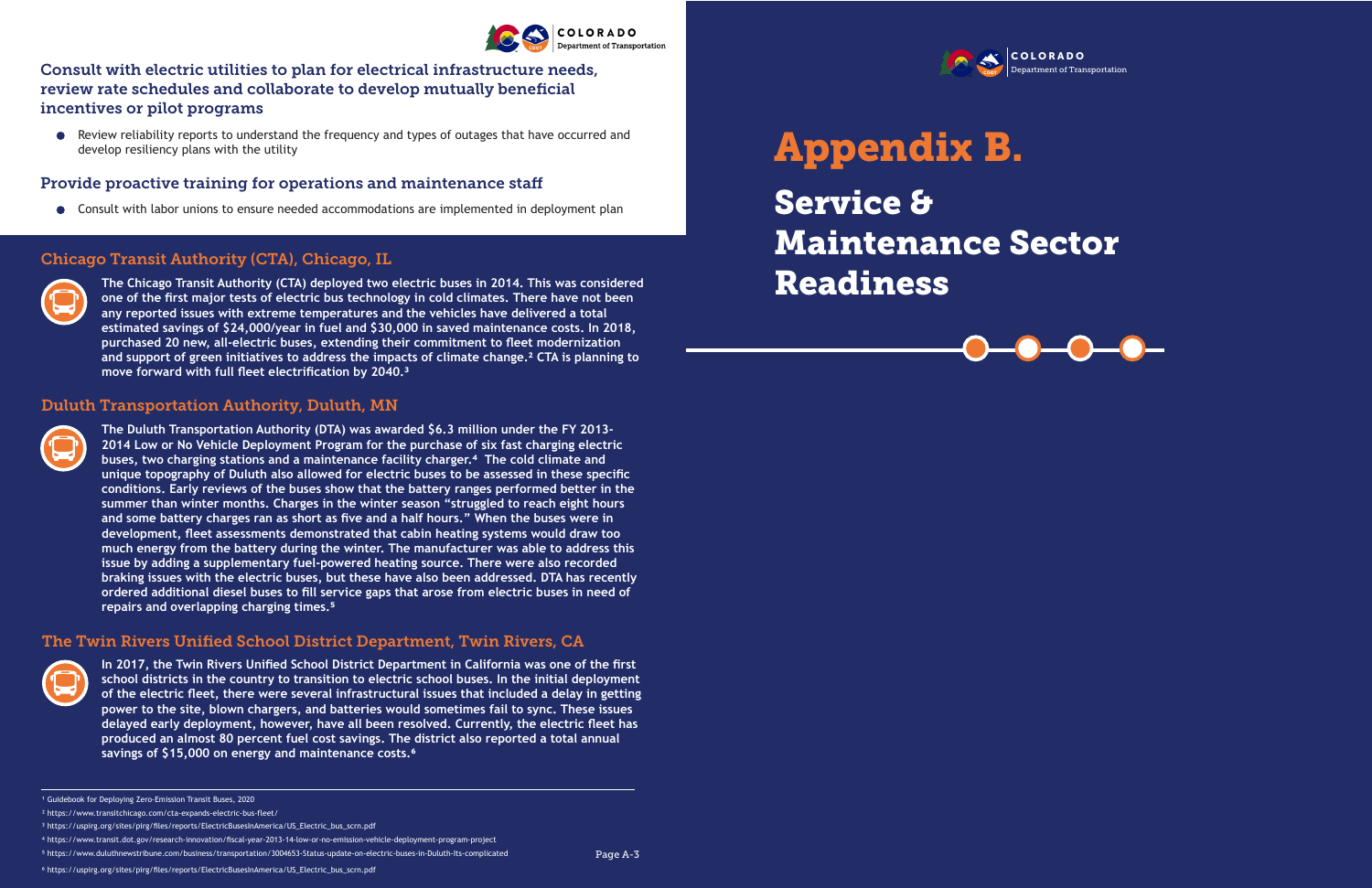### Consult with electric utilities to plan for electrical infrastructure needs, review rate schedules and collaborate to develop mutually beneficial incentives or pilot programs

- Review reliability reports to understand the frequency and types of outages that have occurred and develop resiliency plans with the utility

### Provide proactive training for operations and maintenance staff

- Consult with labor unions to ensure needed accommodations are implemented in deployment plan

### Chicago Transit Authority (CTA), Chicago, IL

**The Chicago Transit Authority (CTA) deployed two electric buses in 2014. This was considered one of the first major tests of electric bus technology in cold climates. There have not been any reported issues with extreme temperatures and the vehicles have delivered a total estimated savings of $24,000/year in fuel and $30,000 in saved maintenance costs. In 2018, purchased 20 new, all-electric buses, extending their commitment to fleet modernization and support of green initiatives to address the impacts of climate change.[2] CTA is planning to move forward with full fleet electrification by 2040.[3]**

### Duluth Transportation Authority, Duluth, MN

**The Duluth Transportation Authority (DTA) was awarded $6.3 million under the FY 2013-2014 Low or No Vehicle Deployment Program for the purchase of six fast charging electric buses, two charging stations and a maintenance facility charger.[4] The cold climate and unique topography of Duluth also allowed for electric buses to be assessed in these specific conditions. Early reviews of the buses show that the battery ranges performed better in the summer than winter months. Charges in the winter season "struggled to reach eight hours and some battery charges ran as short as five and a half hours." When the buses were in development, fleet assessments demonstrated that cabin heating systems would draw too much energy from the battery during the winter. The manufacturer was able to address this issue by adding a supplementary fuel-powered heating source. There were also recorded braking issues with the electric buses, but these have also been addressed. DTA has recently ordered additional diesel buses to fill service gaps that arose from electric buses in need of repairs and overlapping charging times.[5]**

### The Twin Rivers Unified School District Department, Twin Rivers, CA

**In 2017, the Twin Rivers Unified School District Department in California was one of the first school districts in the country to transition to electric school buses. In the initial deployment of the electric fleet, there were several infrastructural issues that included a delay in getting power to the site, blown chargers, and batteries would sometimes fail to sync. These issues delayed early deployment, however, have all been resolved. Currently, the electric fleet has produced an almost 80 percent fuel cost savings. The district also reported a total annual savings of $15,000 on energy and maintenance costs.[6]**

---

[1] Guidebook for Deploying Zero-Emission Transit Buses, 2020

[2] https://www.transitchicago.com/cta-expands-electric-bus-fleet/

[3] https://uspirg.org/sites/pirg/files/reports/ElectricBusesInAmerica/US_Electric_bus_scrn.pdf

[4] https://www.transit.dot.gov/research-innovation/fiscal-year-2013-14-low-or-no-emission-vehicle-deployment-program-project

[5] https://www.duluthnewstribune.com/business/transportation/3004653-Status-update-on-electric-buses-in-Duluth-its-complicated

[6] https://uspirg.org/sites/pirg/files/reports/ElectricBusesInAmerica/US_Electric_bus_scrn.pdf

# Appendix B.

# Service & Maintenance Sector Readiness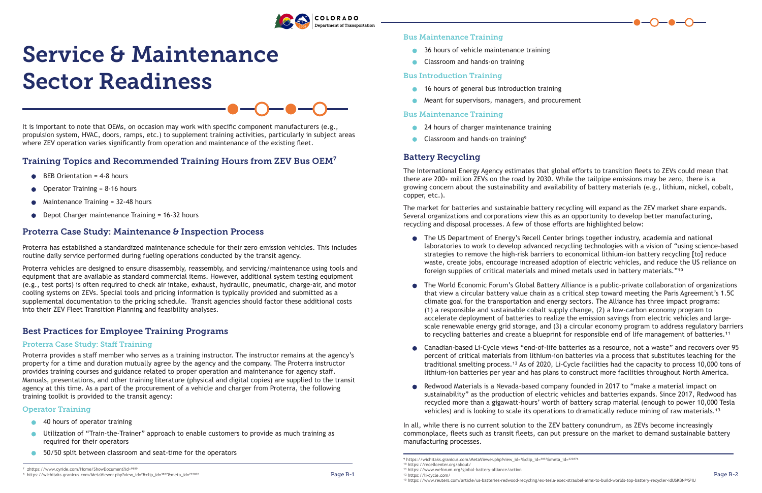# Service & Maintenance Sector Readiness

It is important to note that OEMs, on occasion may work with specific component manufacturers (e.g., propulsion system, HVAC, doors, ramps, etc.) to supplement training activities, particularly in subject areas where ZEV operation varies significantly from operation and maintenance of the existing fleet.

## Training Topics and Recommended Training Hours from ZEV Bus OEM[7]

- BEB Orientation = 4-8 hours
- Operator Training = 8-16 hours
- Maintenance Training = 32-48 hours
- Depot Charger maintenance Training = 16-32 hours

## Proterra Case Study: Maintenance & Inspection Process

Proterra has established a standardized maintenance schedule for their zero emission vehicles. This includes routine daily service performed during fueling operations conducted by the transit agency.

Proterra vehicles are designed to ensure disassembly, reassembly, and servicing/maintenance using tools and equipment that are available as standard commercial items. However, additional system testing equipment (e.g., test ports) is often required to check air intake, exhaust, hydraulic, pneumatic, charge-air, and motor cooling systems on ZEVs. Special tools and pricing information is typically provided and submitted as a supplemental documentation to the pricing schedule. Transit agencies should factor these additional costs into their ZEV Fleet Transition Planning and feasibility analyses.

## Best Practices for Employee Training Programs

### Proterra Case Study: Staff Training

Proterra provides a staff member who serves as a training instructor. The instructor remains at the agency's property for a time and duration mutually agree by the agency and the company. The Proterra instructor provides training courses and guidance related to proper operation and maintenance for agency staff. Manuals, presentations, and other training literature (physical and digital copies) are supplied to the transit agency at this time. As a part of the procurement of a vehicle and charger from Proterra, the following training toolkit is provided to the transit agency:

### Operator Training

- 40 hours of operator training
- Utilization of "Train-the-Trainer" approach to enable customers to provide as much training as required for their operators
- 50/50 split between classroom and seat-time for the operators

### Bus Maintenance Training

- 36 hours of vehicle maintenance training
- Classroom and hands-on training

### Bus Introduction Training

- 16 hours of general bus introduction training
- Meant for supervisors, managers, and procurement

### Bus Maintenance Training

- 24 hours of charger maintenance training
- Classroom and hands-on training[9]

## Battery Recycling

The International Energy Agency estimates that global efforts to transition fleets to ZEVs could mean that there are 200+ million ZEVs on the road by 2030. While the tailpipe emissions may be zero, there is a growing concern about the sustainability and availability of battery materials (e.g., lithium, nickel, cobalt, copper, etc.).

The market for batteries and sustainable battery recycling will expand as the ZEV market share expands. Several organizations and corporations view this as an opportunity to develop better manufacturing, recycling and disposal processes. A few of those efforts are highlighted below:

- The US Department of Energy's Recell Center brings together industry, academia and national laboratories to work to develop advanced recycling technologies with a vision of "using science-based strategies to remove the high-risk barriers to economical lithium-ion battery recycling [to] reduce waste, create jobs, encourage increased adoption of electric vehicles, and reduce the US reliance on foreign supplies of critical materials and mined metals used in battery materials."[10]
- The World Economic Forum's Global Battery Alliance is a public-private collaboration of organizations that view a circular battery value chain as a critical step toward meeting the Paris Agreement's 1.5C climate goal for the transportation and energy sectors. The Alliance has three impact programs: (1) a responsible and sustainable cobalt supply change, (2) a low-carbon economy program to accelerate deployment of batteries to realize the emission savings from electric vehicles and large-scale renewable energy grid storage, and (3) a circular economy program to address regulatory barriers to recycling batteries and create a blueprint for responsible end of life management of batteries.[11]
- Canadian-based Li-Cycle views "end-of-life batteries as a resource, not a waste" and recovers over 95 percent of critical materials from lithium-ion batteries via a process that substitutes leaching for the traditional smelting process.[12] As of 2020, Li-Cycle facilities had the capacity to process 10,000 tons of lithium-ion batteries per year and has plans to construct more facilities throughout North America.
- Redwood Materials is a Nevada-based company founded in 2017 to "make a material impact on sustainability" as the production of electric vehicles and batteries expands. Since 2017, Redwood has recycled more than a gigawatt-hours' worth of battery scrap material (enough to power 10,000 Tesla vehicles) and is looking to scale its operations to dramatically reduce mining of raw materials.[13]

In all, while there is no current solution to the ZEV battery conundrum, as ZEVs become increasingly commonplace, fleets such as transit fleets, can put pressure on the market to demand sustainable battery manufacturing processes.

---

[7] zhttps://www.cyride.com/Home/ShowDocument?id=9880

[8] https://wichitaks.granicus.com/MetaViewer.php?view_id=7&clip_id=3837&meta_id=222876

[9] https://wichitaks.granicus.com/MetaViewer.php?view_id=7&clip_id=3837&meta_id=222876

[10] https://recellcenter.org/about/

[11] https://www.weforum.org/global-battery-alliance/action

[12] https://li-cycle.com/

[13] https://www.reuters.com/article/us-batteries-redwood-recycling/ex-tesla-exec-straubel-aims-to-build-worlds-top-battery-recycler-idUSKBN29S3IU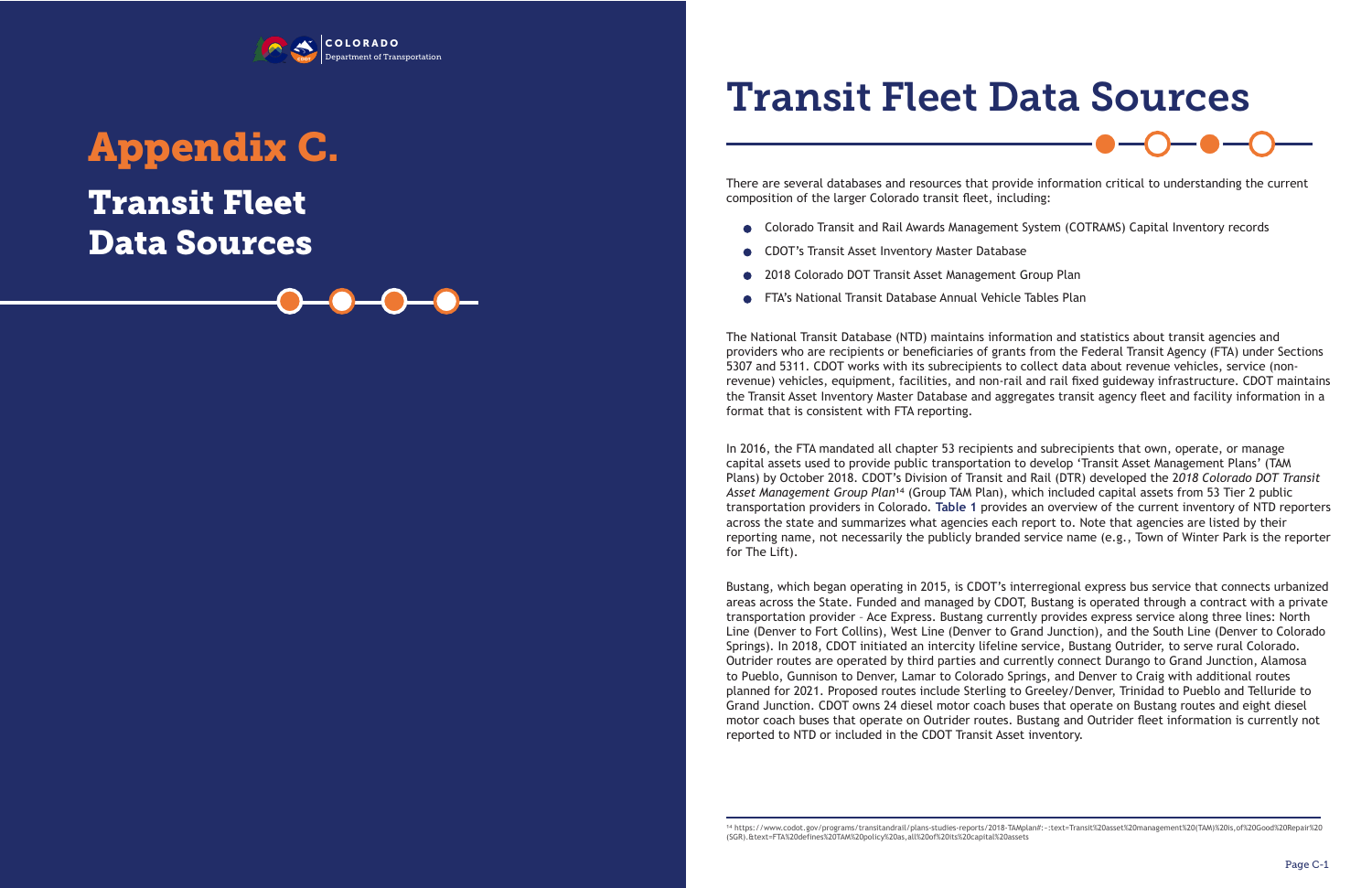# Appendix C.

## Transit Fleet Data Sources

# Transit Fleet Data Sources

There are several databases and resources that provide information critical to understanding the current composition of the larger Colorado transit fleet, including:

- Colorado Transit and Rail Awards Management System (COTRAMS) Capital Inventory records
- CDOT's Transit Asset Inventory Master Database
- 2018 Colorado DOT Transit Asset Management Group Plan
- FTA's National Transit Database Annual Vehicle Tables Plan

The National Transit Database (NTD) maintains information and statistics about transit agencies and providers who are recipients or beneficiaries of grants from the Federal Transit Agency (FTA) under Sections 5307 and 5311. CDOT works with its subrecipients to collect data about revenue vehicles, service (non-revenue) vehicles, equipment, facilities, and non-rail and rail fixed guideway infrastructure. CDOT maintains the Transit Asset Inventory Master Database and aggregates transit agency fleet and facility information in a format that is consistent with FTA reporting.

In 2016, the FTA mandated all chapter 53 recipients and subrecipients that own, operate, or manage capital assets used to provide public transportation to develop 'Transit Asset Management Plans' (TAM Plans) by October 2018. CDOT's Division of Transit and Rail (DTR) developed the 2*018 Colorado DOT Transit Asset Management Group Plan*[14] (Group TAM Plan), which included capital assets from 53 Tier 2 public transportation providers in Colorado. **Table 1** provides an overview of the current inventory of NTD reporters across the state and summarizes what agencies each report to. Note that agencies are listed by their reporting name, not necessarily the publicly branded service name (e.g., Town of Winter Park is the reporter for The Lift).

Bustang, which began operating in 2015, is CDOT's interregional express bus service that connects urbanized areas across the State. Funded and managed by CDOT, Bustang is operated through a contract with a private transportation provider – Ace Express. Bustang currently provides express service along three lines: North Line (Denver to Fort Collins), West Line (Denver to Grand Junction), and the South Line (Denver to Colorado Springs). In 2018, CDOT initiated an intercity lifeline service, Bustang Outrider, to serve rural Colorado. Outrider routes are operated by third parties and currently connect Durango to Grand Junction, Alamosa to Pueblo, Gunnison to Denver, Lamar to Colorado Springs, and Denver to Craig with additional routes planned for 2021. Proposed routes include Sterling to Greeley/Denver, Trinidad to Pueblo and Telluride to Grand Junction. CDOT owns 24 diesel motor coach buses that operate on Bustang routes and eight diesel motor coach buses that operate on Outrider routes. Bustang and Outrider fleet information is currently not reported to NTD or included in the CDOT Transit Asset inventory.

[14] https://www.codot.gov/programs/transitandrail/plans-studies-reports/2018-TAMplan#:~:text=Transit%20asset%20management%20(TAM)%20is,of%20Good%20Repair%20(SGR).&text=FTA%20defines%20TAM%20policy%20as,all%20of%20its%20capital%20assets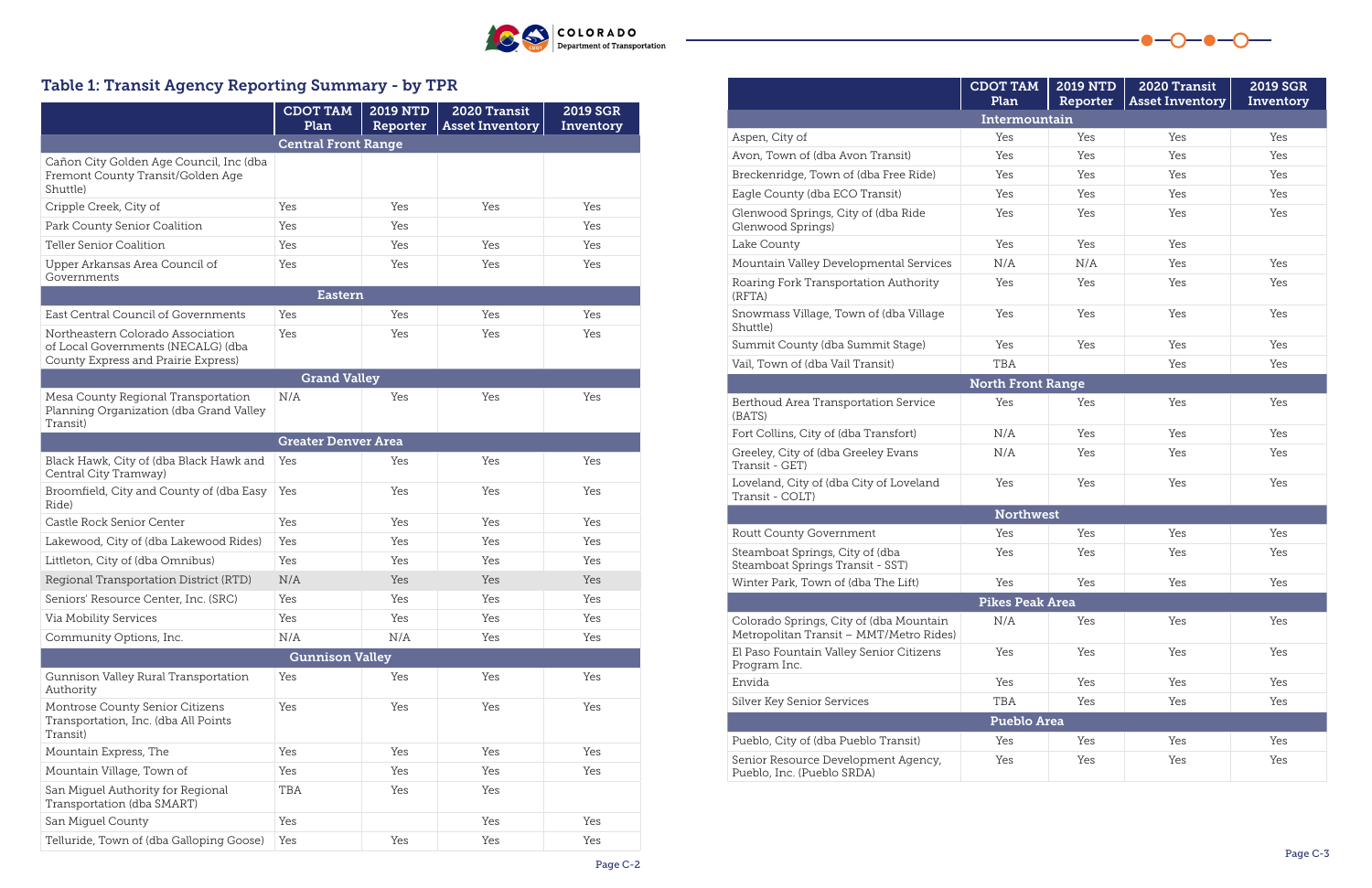## Table 1: Transit Agency Reporting Summary - by TPR

| | CDOT TAM Plan | 2019 NTD Reporter | 2020 Transit Asset Inventory | 2019 SGR Inventory |
|---|---|---|---|---|
| **Central Front Range** | | | | |
| Cañon City Golden Age Council, Inc (dba Fremont County Transit/Golden Age Shuttle) | | | | |
| Cripple Creek, City of | Yes | Yes | Yes | Yes |
| Park County Senior Coalition | Yes | Yes | | Yes |
| Teller Senior Coalition | Yes | Yes | Yes | Yes |
| Upper Arkansas Area Council of Governments | Yes | Yes | Yes | Yes |
| **Eastern** | | | | |
| East Central Council of Governments | Yes | Yes | Yes | Yes |
| Northeastern Colorado Association of Local Governments (NECALG) (dba County Express and Prairie Express) | Yes | Yes | Yes | Yes |
| **Grand Valley** | | | | |
| Mesa County Regional Transportation Planning Organization (dba Grand Valley Transit) | N/A | Yes | Yes | Yes |
| **Greater Denver Area** | | | | |
| Black Hawk, City of (dba Black Hawk and Central City Tramway) | Yes | Yes | Yes | Yes |
| Broomfield, City and County of (dba Easy Ride) | Yes | Yes | Yes | Yes |
| Castle Rock Senior Center | Yes | Yes | Yes | Yes |
| Lakewood, City of (dba Lakewood Rides) | Yes | Yes | Yes | Yes |
| Littleton, City of (dba Omnibus) | Yes | Yes | Yes | Yes |
| Regional Transportation District (RTD) | N/A | Yes | Yes | Yes |
| Seniors' Resource Center, Inc. (SRC) | Yes | Yes | Yes | Yes |
| Via Mobility Services | Yes | Yes | Yes | Yes |
| Community Options, Inc. | N/A | N/A | Yes | Yes |
| **Gunnison Valley** | | | | |
| Gunnison Valley Rural Transportation Authority | Yes | Yes | Yes | Yes |
| Montrose County Senior Citizens Transportation, Inc. (dba All Points Transit) | Yes | Yes | Yes | Yes |
| Mountain Express, The | Yes | Yes | Yes | Yes |
| Mountain Village, Town of | Yes | Yes | Yes | Yes |
| San Miguel Authority for Regional Transportation (dba SMART) | TBA | Yes | Yes | |
| San Miguel County | Yes | | Yes | Yes |
| Telluride, Town of (dba Galloping Goose) | Yes | Yes | Yes | Yes |
| **Intermountain** | | | | |
| Aspen, City of | Yes | Yes | Yes | Yes |
| Avon, Town of (dba Avon Transit) | Yes | Yes | Yes | Yes |
| Breckenridge, Town of (dba Free Ride) | Yes | Yes | Yes | Yes |
| Eagle County (dba ECO Transit) | Yes | Yes | Yes | Yes |
| Glenwood Springs, City of (dba Ride Glenwood Springs) | Yes | Yes | Yes | Yes |
| Lake County | Yes | Yes | Yes | |
| Mountain Valley Developmental Services | N/A | N/A | Yes | Yes |
| Roaring Fork Transportation Authority (RFTA) | Yes | Yes | Yes | Yes |
| Snowmass Village, Town of (dba Village Shuttle) | Yes | Yes | Yes | Yes |
| Summit County (dba Summit Stage) | Yes | Yes | Yes | Yes |
| Vail, Town of (dba Vail Transit) | TBA | | Yes | Yes |
| **North Front Range** | | | | |
| Berthoud Area Transportation Service (BATS) | Yes | Yes | Yes | Yes |
| Fort Collins, City of (dba Transfort) | N/A | Yes | Yes | Yes |
| Greeley, City of (dba Greeley Evans Transit - GET) | N/A | Yes | Yes | Yes |
| Loveland, City of (dba City of Loveland Transit - COLT) | Yes | Yes | Yes | Yes |
| **Northwest** | | | | |
| Routt County Government | Yes | Yes | Yes | Yes |
| Steamboat Springs, City of (dba Steamboat Springs Transit - SST) | Yes | Yes | Yes | Yes |
| Winter Park, Town of (dba The Lift) | Yes | Yes | Yes | Yes |
| **Pikes Peak Area** | | | | |
| Colorado Springs, City of (dba Mountain Metropolitan Transit – MMT/Metro Rides) | N/A | Yes | Yes | Yes |
| El Paso Fountain Valley Senior Citizens Program Inc. | Yes | Yes | Yes | Yes |
| Envida | Yes | Yes | Yes | Yes |
| Silver Key Senior Services | TBA | Yes | Yes | Yes |
| **Pueblo Area** | | | | |
| Pueblo, City of (dba Pueblo Transit) | Yes | Yes | Yes | Yes |
| Senior Resource Development Agency, Pueblo, Inc. (Pueblo SRDA) | Yes | Yes | Yes | Yes |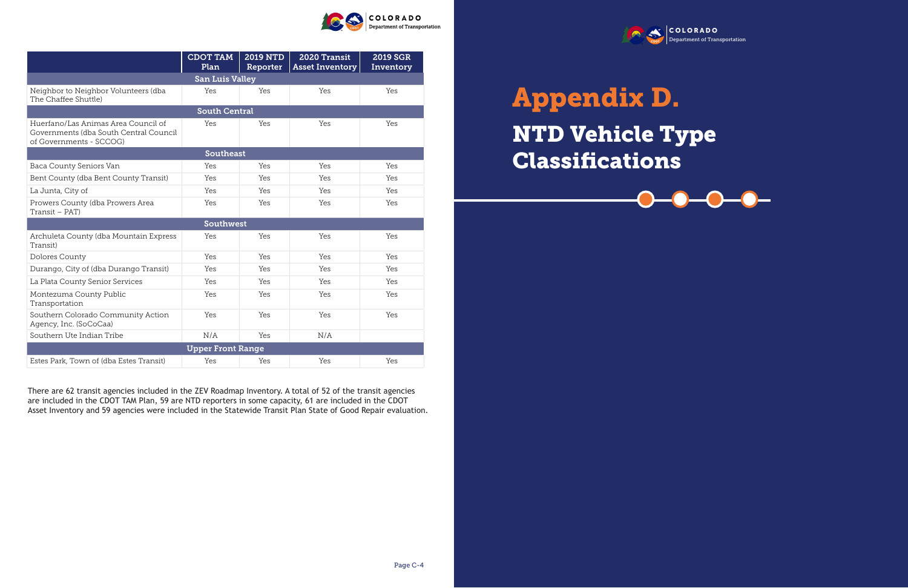| | CDOT TAM Plan | 2019 NTD Reporter | 2020 Transit Asset Inventory | 2019 SGR Inventory |
|---|---|---|---|---|
| **San Luis Valley** | | | | |
| Neighbor to Neighbor Volunteers (dba The Chaffee Shuttle) | Yes | Yes | Yes | Yes |
| **South Central** | | | | |
| Huerfano/Las Animas Area Council of Governments (dba South Central Council of Governments - SCCOG) | Yes | Yes | Yes | Yes |
| **Southeast** | | | | |
| Baca County Seniors Van | Yes | Yes | Yes | Yes |
| Bent County (dba Bent County Transit) | Yes | Yes | Yes | Yes |
| La Junta, City of | Yes | Yes | Yes | Yes |
| Prowers County (dba Prowers Area Transit – PAT) | Yes | Yes | Yes | Yes |
| **Southwest** | | | | |
| Archuleta County (dba Mountain Express Transit) | Yes | Yes | Yes | Yes |
| Dolores County | Yes | Yes | Yes | Yes |
| Durango, City of (dba Durango Transit) | Yes | Yes | Yes | Yes |
| La Plata County Senior Services | Yes | Yes | Yes | Yes |
| Montezuma County Public Transportation | Yes | Yes | Yes | Yes |
| Southern Colorado Community Action Agency, Inc. (SoCoCaa) | Yes | Yes | Yes | Yes |
| Southern Ute Indian Tribe | N/A | Yes | N/A | |
| **Upper Front Range** | | | | |
| Estes Park, Town of (dba Estes Transit) | Yes | Yes | Yes | Yes |

There are 62 transit agencies included in the ZEV Roadmap Inventory. A total of 52 of the transit agencies are included in the CDOT TAM Plan, 59 are NTD reporters in some capacity, 61 are included in the CDOT Asset Inventory and 59 agencies were included in the Statewide Transit Plan State of Good Repair evaluation.

# Appendix D.

## NTD Vehicle Type Classifications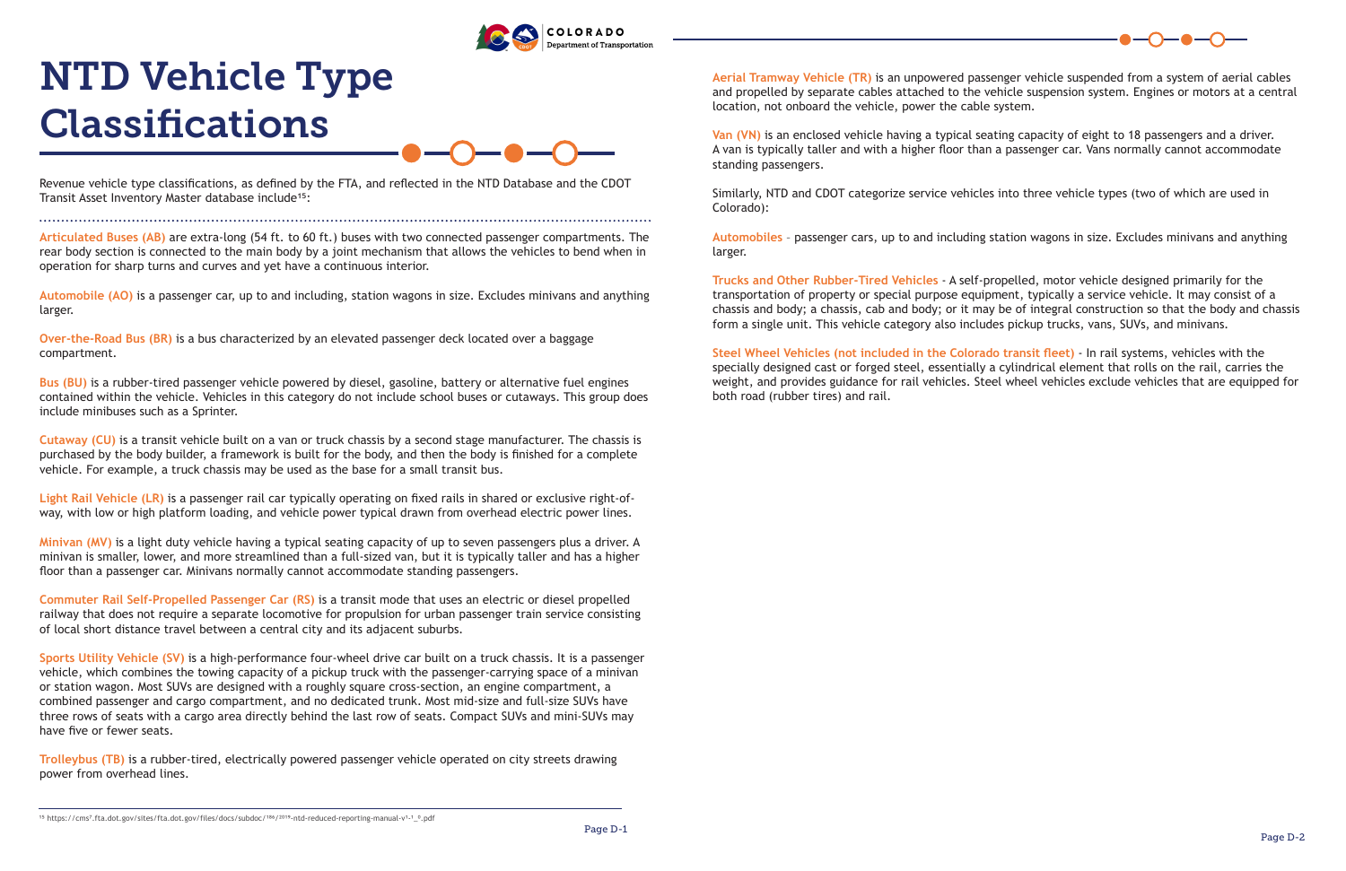# NTD Vehicle Type Classifications

Revenue vehicle type classifications, as defined by the FTA, and reflected in the NTD Database and the CDOT Transit Asset Inventory Master database include[15]:

**Articulated Buses (AB)** are extra-long (54 ft. to 60 ft.) buses with two connected passenger compartments. The rear body section is connected to the main body by a joint mechanism that allows the vehicles to bend when in operation for sharp turns and curves and yet have a continuous interior.

**Automobile (AO)** is a passenger car, up to and including, station wagons in size. Excludes minivans and anything larger.

**Over-the-Road Bus (BR)** is a bus characterized by an elevated passenger deck located over a baggage compartment.

**Bus (BU)** is a rubber-tired passenger vehicle powered by diesel, gasoline, battery or alternative fuel engines contained within the vehicle. Vehicles in this category do not include school buses or cutaways. This group does include minibuses such as a Sprinter.

**Cutaway (CU)** is a transit vehicle built on a van or truck chassis by a second stage manufacturer. The chassis is purchased by the body builder, a framework is built for the body, and then the body is finished for a complete vehicle. For example, a truck chassis may be used as the base for a small transit bus.

**Light Rail Vehicle (LR)** is a passenger rail car typically operating on fixed rails in shared or exclusive right-of-way, with low or high platform loading, and vehicle power typical drawn from overhead electric power lines.

**Minivan (MV)** is a light duty vehicle having a typical seating capacity of up to seven passengers plus a driver. A minivan is smaller, lower, and more streamlined than a full-sized van, but it is typically taller and has a higher floor than a passenger car. Minivans normally cannot accommodate standing passengers.

**Commuter Rail Self-Propelled Passenger Car (RS)** is a transit mode that uses an electric or diesel propelled railway that does not require a separate locomotive for propulsion for urban passenger train service consisting of local short distance travel between a central city and its adjacent suburbs.

**Sports Utility Vehicle (SV)** is a high-performance four-wheel drive car built on a truck chassis. It is a passenger vehicle, which combines the towing capacity of a pickup truck with the passenger-carrying space of a minivan or station wagon. Most SUVs are designed with a roughly square cross-section, an engine compartment, a combined passenger and cargo compartment, and no dedicated trunk. Most mid-size and full-size SUVs have three rows of seats with a cargo area directly behind the last row of seats. Compact SUVs and mini-SUVs may have five or fewer seats.

**Trolleybus (TB)** is a rubber-tired, electrically powered passenger vehicle operated on city streets drawing power from overhead lines.

**Aerial Tramway Vehicle (TR)** is an unpowered passenger vehicle suspended from a system of aerial cables and propelled by separate cables attached to the vehicle suspension system. Engines or motors at a central location, not onboard the vehicle, power the cable system.

**Van (VN)** is an enclosed vehicle having a typical seating capacity of eight to 18 passengers and a driver. A van is typically taller and with a higher floor than a passenger car. Vans normally cannot accommodate standing passengers.

Similarly, NTD and CDOT categorize service vehicles into three vehicle types (two of which are used in Colorado):

**Automobiles** – passenger cars, up to and including station wagons in size. Excludes minivans and anything larger.

**Trucks and Other Rubber-Tired Vehicles** - A self-propelled, motor vehicle designed primarily for the transportation of property or special purpose equipment, typically a service vehicle. It may consist of a chassis and body; a chassis, cab and body; or it may be of integral construction so that the body and chassis form a single unit. This vehicle category also includes pickup trucks, vans, SUVs, and minivans.

**Steel Wheel Vehicles (not included in the Colorado transit fleet)** - In rail systems, vehicles with the specially designed cast or forged steel, essentially a cylindrical element that rolls on the rail, carries the weight, and provides guidance for rail vehicles. Steel wheel vehicles exclude vehicles that are equipped for both road (rubber tires) and rail.

---

[15] https://cms7.fta.dot.gov/sites/fta.dot.gov/files/docs/subdoc/186/2019-ntd-reduced-reporting-manual-v1-1_0.pdf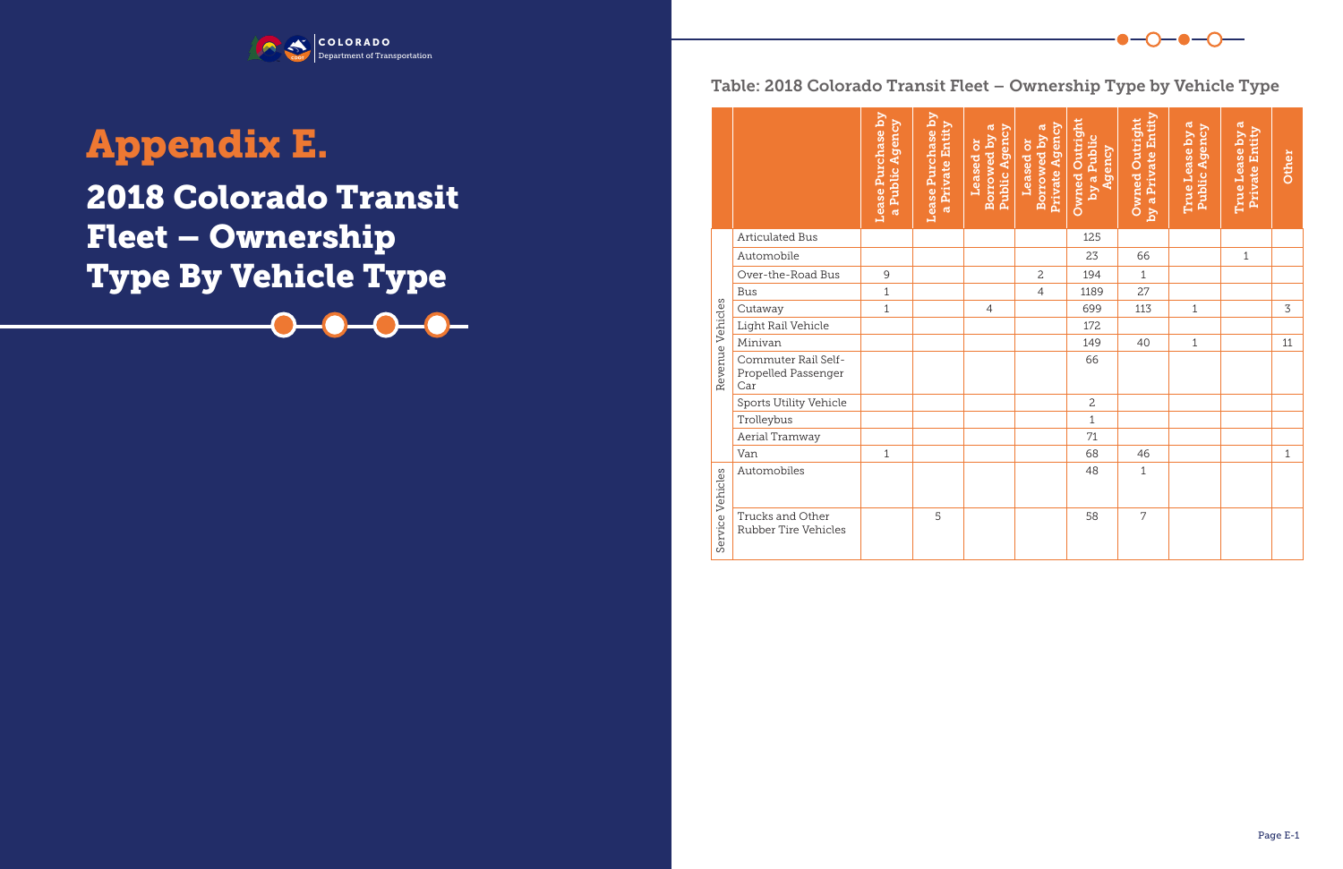# Appendix E.

## 2018 Colorado Transit Fleet – Ownership Type By Vehicle Type

### Table: 2018 Colorado Transit Fleet – Ownership Type by Vehicle Type

| | | Lease Purchase by a Public Agency | Lease Purchase by a Private Entity | Leased or Borrowed by a Public Agency | Leased or Borrowed by a Private Agency | Owned Outright by a Public Agency | Owned Outright by a Private Entity | True Lease by a Public Agency | True Lease by a Private Entity | Other |
|---|---|---|---|---|---|---|---|---|---|---|
| Revenue Vehicles | Articulated Bus | | | | | 125 | | | | |
| | Automobile | | | | | 23 | 66 | | 1 | |
| | Over-the-Road Bus | 9 | | | 2 | 194 | 1 | | | |
| | Bus | 1 | | | 4 | 1189 | 27 | | | |
| | Cutaway | 1 | | 4 | | 699 | 113 | 1 | | 3 |
| | Light Rail Vehicle | | | | | 172 | | | | |
| | Minivan | | | | | 149 | 40 | 1 | | 11 |
| | Commuter Rail Self-Propelled Passenger Car | | | | | 66 | | | | |
| | Sports Utility Vehicle | | | | | 2 | | | | |
| | Trolleybus | | | | | 1 | | | | |
| | Aerial Tramway | | | | | 71 | | | | |
| | Van | 1 | | | | 68 | 46 | | | 1 |
| Service Vehicles | Automobiles | | | | | 48 | 1 | | | |
| | Trucks and Other Rubber Tire Vehicles | | 5 | | | 58 | 7 | | | |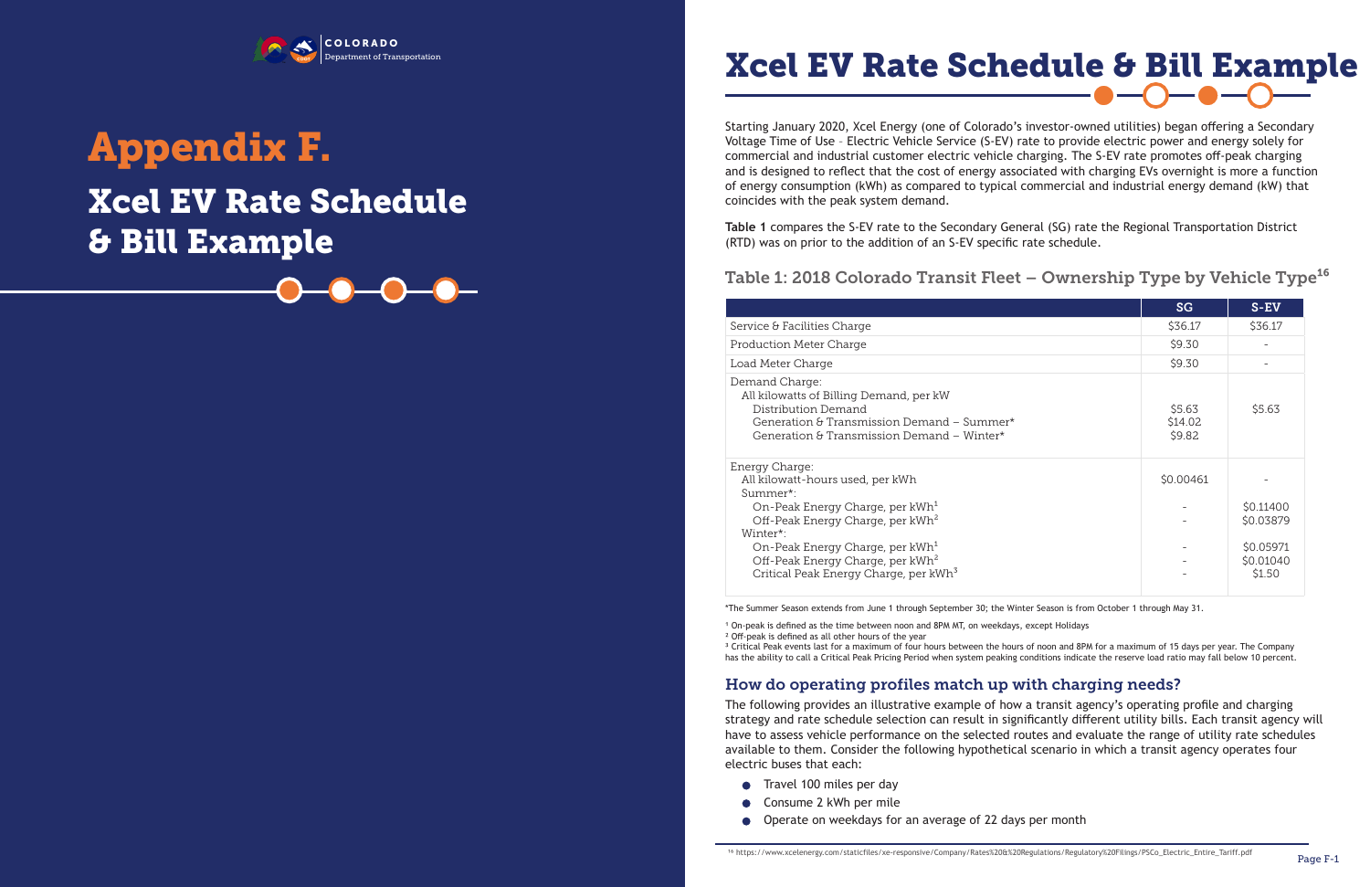# Appendix F.

## Xcel EV Rate Schedule & Bill Example

# Xcel EV Rate Schedule & Bill Example

Starting January 2020, Xcel Energy (one of Colorado's investor-owned utilities) began offering a Secondary Voltage Time of Use - Electric Vehicle Service (S-EV) rate to provide electric power and energy solely for commercial and industrial customer electric vehicle charging. The S-EV rate promotes off-peak charging and is designed to reflect that the cost of energy associated with charging EVs overnight is more a function of energy consumption (kWh) as compared to typical commercial and industrial energy demand (kW) that coincides with the peak system demand.

**Table 1** compares the S-EV rate to the Secondary General (SG) rate the Regional Transportation District (RTD) was on prior to the addition of an S-EV specific rate schedule.

### Table 1: 2018 Colorado Transit Fleet – Ownership Type by Vehicle Type[16]

| | SG | S-EV |
|---|---|---|
| Service & Facilities Charge | $36.17 | $36.17 |
| Production Meter Charge | $9.30 | - |
| Load Meter Charge | $9.30 | - |
| Demand Charge: | | |
| All kilowatts of Billing Demand, per kW | | |
| Distribution Demand | $5.63 | $5.63 |
| Generation & Transmission Demand – Summer* | $14.02 | |
| Generation & Transmission Demand – Winter* | $9.82 | |
| Energy Charge: | | |
| All kilowatt-hours used, per kWh | $0.00461 | - |
| Summer*: | | |
| On-Peak Energy Charge, per kWh[1] | - | $0.11400 |
| Off-Peak Energy Charge, per kWh[2] | - | $0.03879 |
| Winter*: | | |
| On-Peak Energy Charge, per kWh[1] | - | $0.05971 |
| Off-Peak Energy Charge, per kWh[2] | - | $0.01040 |
| Critical Peak Energy Charge, per kWh[3] | - | $1.50 |

*The Summer Season extends from June 1 through September 30; the Winter Season is from October 1 through May 31.

[1] On-peak is defined as the time between noon and 8PM MT, on weekdays, except Holidays

[2] Off-peak is defined as all other hours of the year

[3] Critical Peak events last for a maximum of four hours between the hours of noon and 8PM for a maximum of 15 days per year. The Company has the ability to call a Critical Peak Pricing Period when system peaking conditions indicate the reserve load ratio may fall below 10 percent.

### How do operating profiles match up with charging needs?

The following provides an illustrative example of how a transit agency's operating profile and charging strategy and rate schedule selection can result in significantly different utility bills. Each transit agency will have to assess vehicle performance on the selected routes and evaluate the range of utility rate schedules available to them. Consider the following hypothetical scenario in which a transit agency operates four electric buses that each:

- Travel 100 miles per day
- Consume 2 kWh per mile
- Operate on weekdays for an average of 22 days per month

[16] https://www.xcelenergy.com/staticfiles/xe-responsive/Company/Rates%20&%20Regulations/Regulatory%20Filings/PSCo_Electric_Entire_Tariff.pdf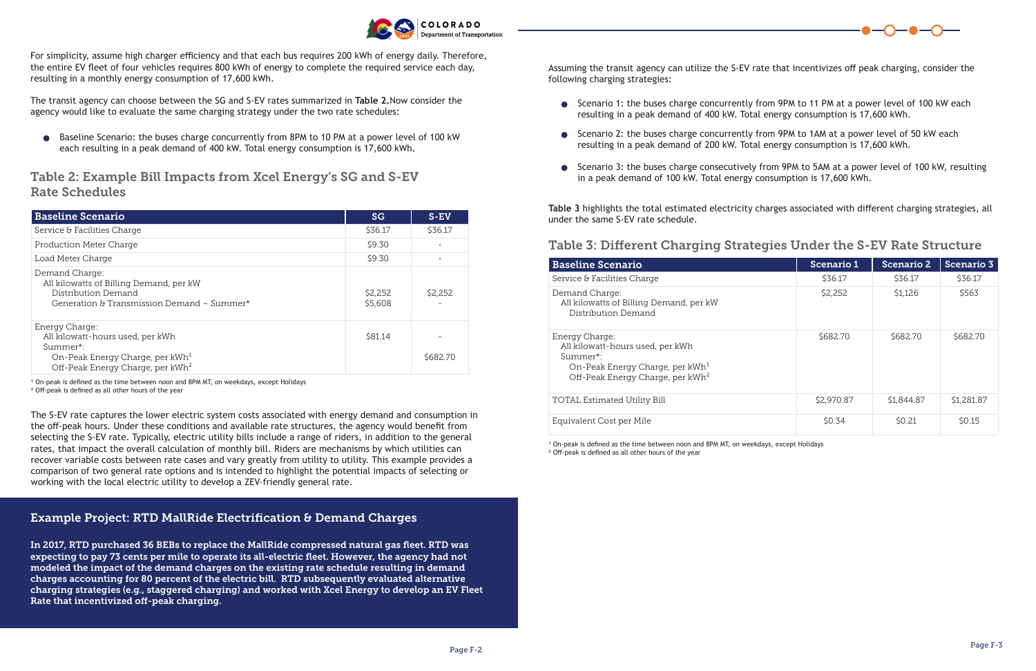For simplicity, assume high charger efficiency and that each bus requires 200 kWh of energy daily. Therefore, the entire EV fleet of four vehicles requires 800 kWh of energy to complete the required service each day, resulting in a monthly energy consumption of 17,600 kWh.

The transit agency can choose between the SG and S-EV rates summarized in **Table 2.** Now consider the agency would like to evaluate the same charging strategy under the two rate schedules:

- Baseline Scenario: the buses charge concurrently from 8PM to 10 PM at a power level of 100 kW each resulting in a peak demand of 400 kW. Total energy consumption is 17,600 kWh.

## Table 2: Example Bill Impacts from Xcel Energy's SG and S-EV Rate Schedules

| Baseline Scenario | SG | S-EV |
|---|---|---|
| Service & Facilities Charge | $36.17 | $36.17 |
| Production Meter Charge | $9.30 | - |
| Load Meter Charge | $9.30 | - |
| Demand Charge:<br>All kilowatts of Billing Demand, per kW<br>Distribution Demand<br>Generation & Transmission Demand – Summer* | <br><br>$2,252<br>$5,608 | <br><br>$2,252<br>- |
| Energy Charge:<br>All kilowatt-hours used, per kWh<br>Summer*:<br>On-Peak Energy Charge, per kWh[1]<br>Off-Peak Energy Charge, per kWh[2] | <br>$81.14 | <br>-<br><br><br>$682.70 |

[1] On-peak is defined as the time between noon and 8PM MT, on weekdays, except Holidays
[2] Off-peak is defined as all other hours of the year

The S-EV rate captures the lower electric system costs associated with energy demand and consumption in the off-peak hours. Under these conditions and available rate structures, the agency would benefit from selecting the S-EV rate. Typically, electric utility bills include a range of riders, in addition to the general rates, that impact the overall calculation of monthly bill. Riders are mechanisms by which utilities can recover variable costs between rate cases and vary greatly from utility to utility. This example provides a comparison of two general rate options and is intended to highlight the potential impacts of selecting or working with the local electric utility to develop a ZEV-friendly general rate.

### Example Project: RTD MallRide Electrification & Demand Charges

**In 2017, RTD purchased 36 BEBs to replace the MallRide compressed natural gas fleet. RTD was expecting to pay 73 cents per mile to operate its all-electric fleet. However, the agency had not modeled the impact of the demand charges on the existing rate schedule resulting in demand charges accounting for 80 percent of the electric bill. RTD subsequently evaluated alternative charging strategies (e.g., staggered charging) and worked with Xcel Energy to develop an EV Fleet Rate that incentivized off-peak charging.**

Assuming the transit agency can utilize the S-EV rate that incentivizes off peak charging, consider the following charging strategies:

- Scenario 1: the buses charge concurrently from 9PM to 11 PM at a power level of 100 kW each resulting in a peak demand of 400 kW. Total energy consumption is 17,600 kWh.
- Scenario 2: the buses charge concurrently from 9PM to 1AM at a power level of 50 kW each resulting in a peak demand of 200 kW. Total energy consumption is 17,600 kWh.
- Scenario 3: the buses charge consecutively from 9PM to 5AM at a power level of 100 kW, resulting in a peak demand of 100 kW. Total energy consumption is 17,600 kWh.

**Table 3** highlights the total estimated electricity charges associated with different charging strategies, all under the same S-EV rate schedule.

## Table 3: Different Charging Strategies Under the S-EV Rate Structure

| Baseline Scenario | Scenario 1 | Scenario 2 | Scenario 3 |
|---|---|---|---|
| Service & Facilities Charge | $36.17 | $36.17 | $36.17 |
| Demand Charge:<br>All kilowatts of Billing Demand, per kW<br>Distribution Demand | $2,252 | $1,126 | $563 |
| Energy Charge:<br>All kilowatt-hours used, per kWh<br>Summer*:<br>On-Peak Energy Charge, per kWh[1]<br>Off-Peak Energy Charge, per kWh[2] | $682.70 | $682.70 | $682.70 |
| TOTAL Estimated Utility Bill | $2,970.87 | $1,844.87 | $1,281.87 |
| Equivalent Cost per Mile | $0.34 | $0.21 | $0.15 |

[1] On-peak is defined as the time between noon and 8PM MT, on weekdays, except Holidays
[2] Off-peak is defined as all other hours of the year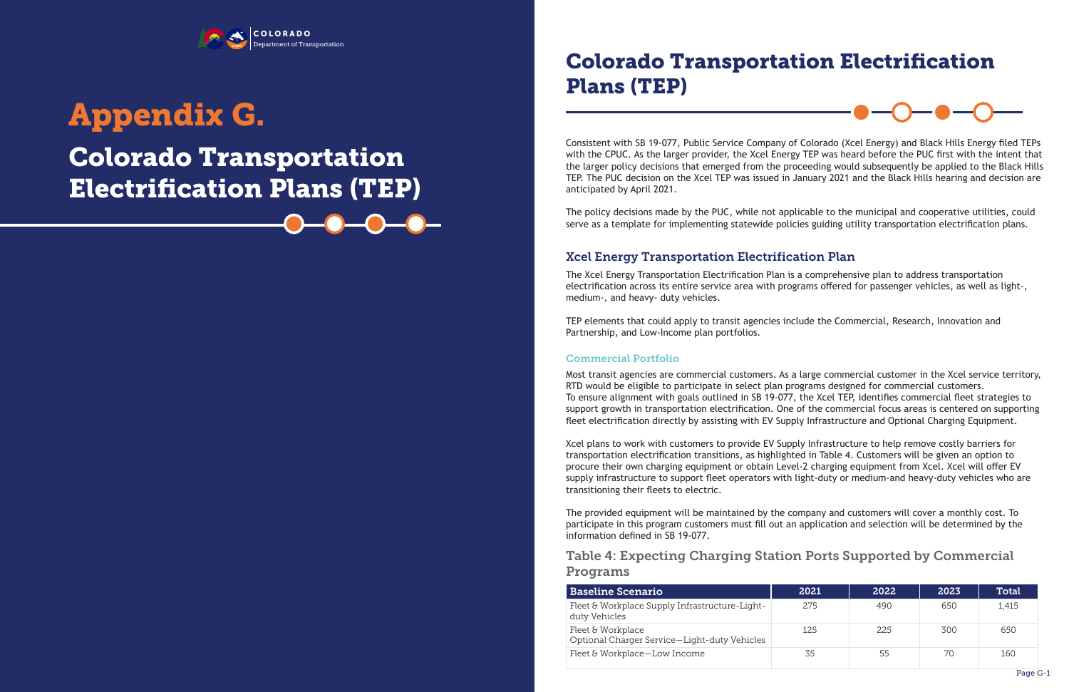# Appendix G.

# Colorado Transportation Electrification Plans (TEP)

## Colorado Transportation Electrification Plans (TEP)

Consistent with SB 19-077, Public Service Company of Colorado (Xcel Energy) and Black Hills Energy filed TEPs with the CPUC. As the larger provider, the Xcel Energy TEP was heard before the PUC first with the intent that the larger policy decisions that emerged from the proceeding would subsequently be applied to the Black Hills TEP. The PUC decision on the Xcel TEP was issued in January 2021 and the Black Hills hearing and decision are anticipated by April 2021.

The policy decisions made by the PUC, while not applicable to the municipal and cooperative utilities, could serve as a template for implementing statewide policies guiding utility transportation electrification plans.

### Xcel Energy Transportation Electrification Plan

The Xcel Energy Transportation Electrification Plan is a comprehensive plan to address transportation electrification across its entire service area with programs offered for passenger vehicles, as well as light-, medium-, and heavy- duty vehicles.

TEP elements that could apply to transit agencies include the Commercial, Research, Innovation and Partnership, and Low-Income plan portfolios.

#### Commercial Portfolio

Most transit agencies are commercial customers. As a large commercial customer in the Xcel service territory, RTD would be eligible to participate in select plan programs designed for commercial customers.
To ensure alignment with goals outlined in SB 19-077, the Xcel TEP, identifies commercial fleet strategies to support growth in transportation electrification. One of the commercial focus areas is centered on supporting fleet electrification directly by assisting with EV Supply Infrastructure and Optional Charging Equipment.

Xcel plans to work with customers to provide EV Supply Infrastructure to help remove costly barriers for transportation electrification transitions, as highlighted in Table 4. Customers will be given an option to procure their own charging equipment or obtain Level-2 charging equipment from Xcel. Xcel will offer EV supply infrastructure to support fleet operators with light-duty or medium-and heavy-duty vehicles who are transitioning their fleets to electric.

The provided equipment will be maintained by the company and customers will cover a monthly cost. To participate in this program customers must fill out an application and selection will be determined by the information defined in SB 19-077.

### Table 4: Expecting Charging Station Ports Supported by Commercial Programs

| Baseline Scenario | 2021 | 2022 | 2023 | Total |
|---|---|---|---|---|
| Fleet & Workplace Supply Infrastructure-Light-duty Vehicles | 275 | 490 | 650 | 1,415 |
| Fleet & Workplace Optional Charger Service—Light-duty Vehicles | 125 | 225 | 300 | 650 |
| Fleet & Workplace—Low Income | 35 | 55 | 70 | 160 |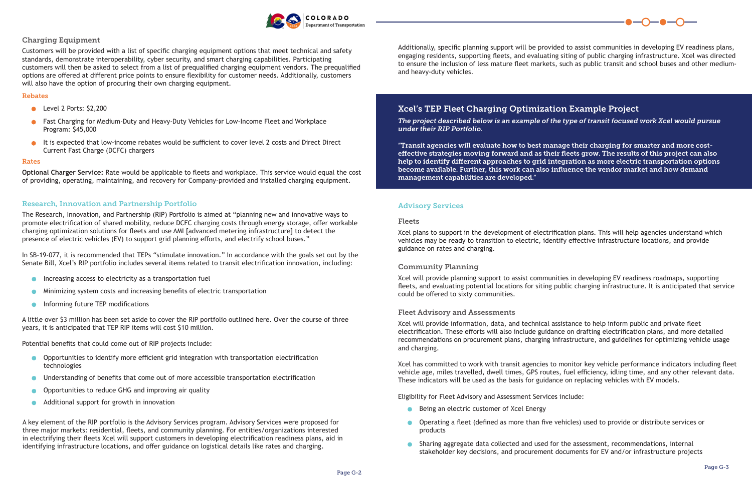### Charging Equipment

Customers will be provided with a list of specific charging equipment options that meet technical and safety standards, demonstrate interoperability, cyber security, and smart charging capabilities. Participating customers will then be asked to select from a list of prequalified charging equipment vendors. The prequalified options are offered at different price points to ensure flexibility for customer needs. Additionally, customers will also have the option of procuring their own charging equipment.

#### Rebates

- Level 2 Ports: $2,200
- Fast Charging for Medium-Duty and Heavy-Duty Vehicles for Low-Income Fleet and Workplace Program: $45,000
- It is expected that low-income rebates would be sufficient to cover level 2 costs and Direct Direct Current Fast Charge (DCFC) chargers

#### Rates

**Optional Charger Service:** Rate would be applicable to fleets and workplace. This service would equal the cost of providing, operating, maintaining, and recovery for Company-provided and installed charging equipment.

### Research, Innovation and Partnership Portfolio

The Research, Innovation, and Partnership (RIP) Portfolio is aimed at "planning new and innovative ways to promote electrification of shared mobility, reduce DCFC charging costs through energy storage, offer workable charging optimization solutions for fleets and use AMI [advanced metering infrastructure] to detect the presence of electric vehicles (EV) to support grid planning efforts, and electrify school buses."

In SB-19-077, it is recommended that TEPs "stimulate innovation." In accordance with the goals set out by the Senate Bill, Xcel's RIP portfolio includes several items related to transit electrification innovation, including:

- Increasing access to electricity as a transportation fuel
- Minimizing system costs and increasing benefits of electric transportation
- Informing future TEP modifications

A little over $3 million has been set aside to cover the RIP portfolio outlined here. Over the course of three years, it is anticipated that TEP RIP items will cost $10 million.

Potential benefits that could come out of RIP projects include:

- Opportunities to identify more efficient grid integration with transportation electrification technologies
- Understanding of benefits that come out of more accessible transportation electrification
- Opportunities to reduce GHG and improving air quality
- Additional support for growth in innovation

A key element of the RIP portfolio is the Advisory Services program. Advisory Services were proposed for three major markets: residential, fleets, and community planning. For entities/organizations interested in electrifying their fleets Xcel will support customers in developing electrification readiness plans, aid in identifying infrastructure locations, and offer guidance on logistical details like rates and charging.

Additionally, specific planning support will be provided to assist communities in developing EV readiness plans, engaging residents, supporting fleets, and evaluating siting of public charging infrastructure. Xcel was directed to ensure the inclusion of less mature fleet markets, such as public transit and school buses and other medium- and heavy-duty vehicles.

### Xcel's TEP Fleet Charging Optimization Example Project

***The project described below is an example of the type of transit focused work Xcel would pursue under their RIP Portfolio.***

**"Transit agencies will evaluate how to best manage their charging for smarter and more cost-effective strategies moving forward and as their fleets grow. The results of this project can also help to identify different approaches to grid integration as more electric transportation options become available. Further, this work can also influence the vendor market and how demand management capabilities are developed."**

### Advisory Services

#### Fleets

Xcel plans to support in the development of electrification plans. This will help agencies understand which vehicles may be ready to transition to electric, identify effective infrastructure locations, and provide guidance on rates and charging.

#### Community Planning

Xcel will provide planning support to assist communities in developing EV readiness roadmaps, supporting fleets, and evaluating potential locations for siting public charging infrastructure. It is anticipated that service could be offered to sixty communities.

#### Fleet Advisory and Assessments

Xcel will provide information, data, and technical assistance to help inform public and private fleet electrification. These efforts will also include guidance on drafting electrification plans, and more detailed recommendations on procurement plans, charging infrastructure, and guidelines for optimizing vehicle usage and charging.

Xcel has committed to work with transit agencies to monitor key vehicle performance indicators including fleet vehicle age, miles travelled, dwell times, GPS routes, fuel efficiency, idling time, and any other relevant data. These indicators will be used as the basis for guidance on replacing vehicles with EV models.

Eligibility for Fleet Advisory and Assessment Services include:

- Being an electric customer of Xcel Energy
- Operating a fleet (defined as more than five vehicles) used to provide or distribute services or products
- Sharing aggregate data collected and used for the assessment, recommendations, internal stakeholder key decisions, and procurement documents for EV and/or infrastructure projects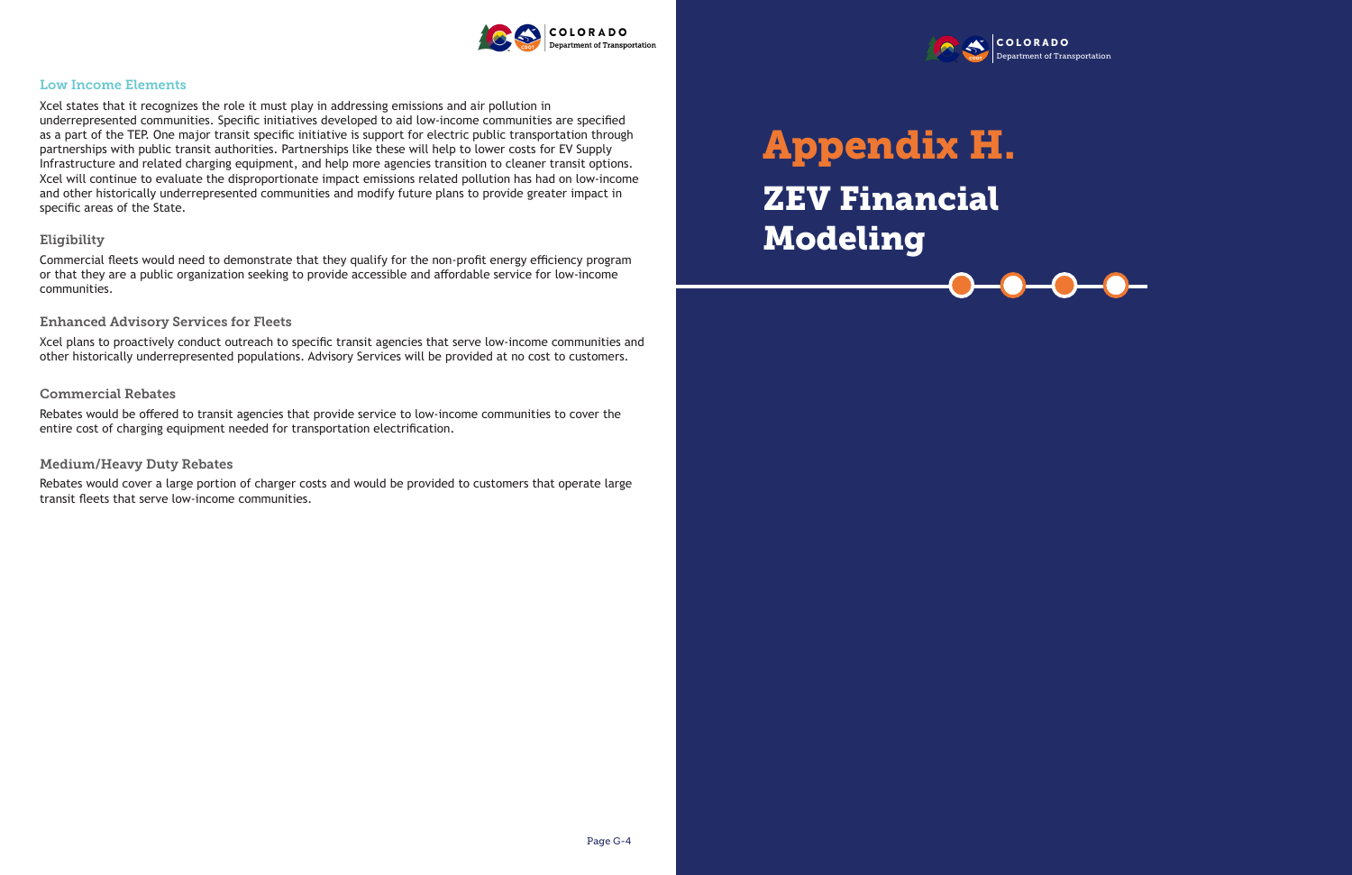### Low Income Elements

Xcel states that it recognizes the role it must play in addressing emissions and air pollution in underrepresented communities. Specific initiatives developed to aid low-income communities are specified as a part of the TEP. One major transit specific initiative is support for electric public transportation through partnerships with public transit authorities. Partnerships like these will help to lower costs for EV Supply Infrastructure and related charging equipment, and help more agencies transition to cleaner transit options. Xcel will continue to evaluate the disproportionate impact emissions related pollution has had on low-income and other historically underrepresented communities and modify future plans to provide greater impact in specific areas of the State.

#### Eligibility

Commercial fleets would need to demonstrate that they qualify for the non-profit energy efficiency program or that they are a public organization seeking to provide accessible and affordable service for low-income communities.

#### Enhanced Advisory Services for Fleets

Xcel plans to proactively conduct outreach to specific transit agencies that serve low-income communities and other historically underrepresented populations. Advisory Services will be provided at no cost to customers.

#### Commercial Rebates

Rebates would be offered to transit agencies that provide service to low-income communities to cover the entire cost of charging equipment needed for transportation electrification.

#### Medium/Heavy Duty Rebates

Rebates would cover a large portion of charger costs and would be provided to customers that operate large transit fleets that serve low-income communities.

# Appendix H.

## ZEV Financial Modeling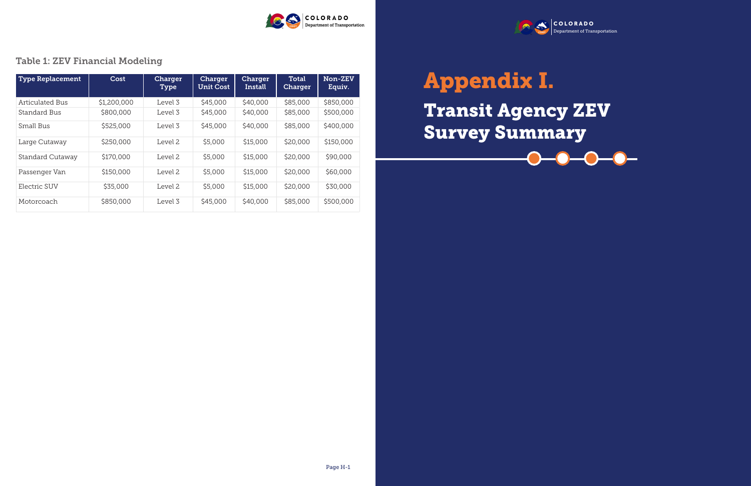### Table 1: ZEV Financial Modeling

| Type Replacement | Cost | Charger Type | Charger Unit Cost | Charger Install | Total Charger | Non-ZEV Equiv. |
|---|---|---|---|---|---|---|
| Articulated Bus | $1,200,000 | Level 3 | $45,000 | $40,000 | $85,000 | $850,000 |
| Standard Bus | $800,000 | Level 3 | $45,000 | $40,000 | $85,000 | $500,000 |
| Small Bus | $525,000 | Level 3 | $45,000 | $40,000 | $85,000 | $400,000 |
| Large Cutaway | $250,000 | Level 2 | $5,000 | $15,000 | $20,000 | $150,000 |
| Standard Cutaway | $170,000 | Level 2 | $5,000 | $15,000 | $20,000 | $90,000 |
| Passenger Van | $150,000 | Level 2 | $5,000 | $15,000 | $20,000 | $60,000 |
| Electric SUV | $35,000 | Level 2 | $5,000 | $15,000 | $20,000 | $30,000 |
| Motorcoach | $850,000 | Level 3 | $45,000 | $40,000 | $85,000 | $500,000 |

# Appendix I.

## Transit Agency ZEV Survey Summary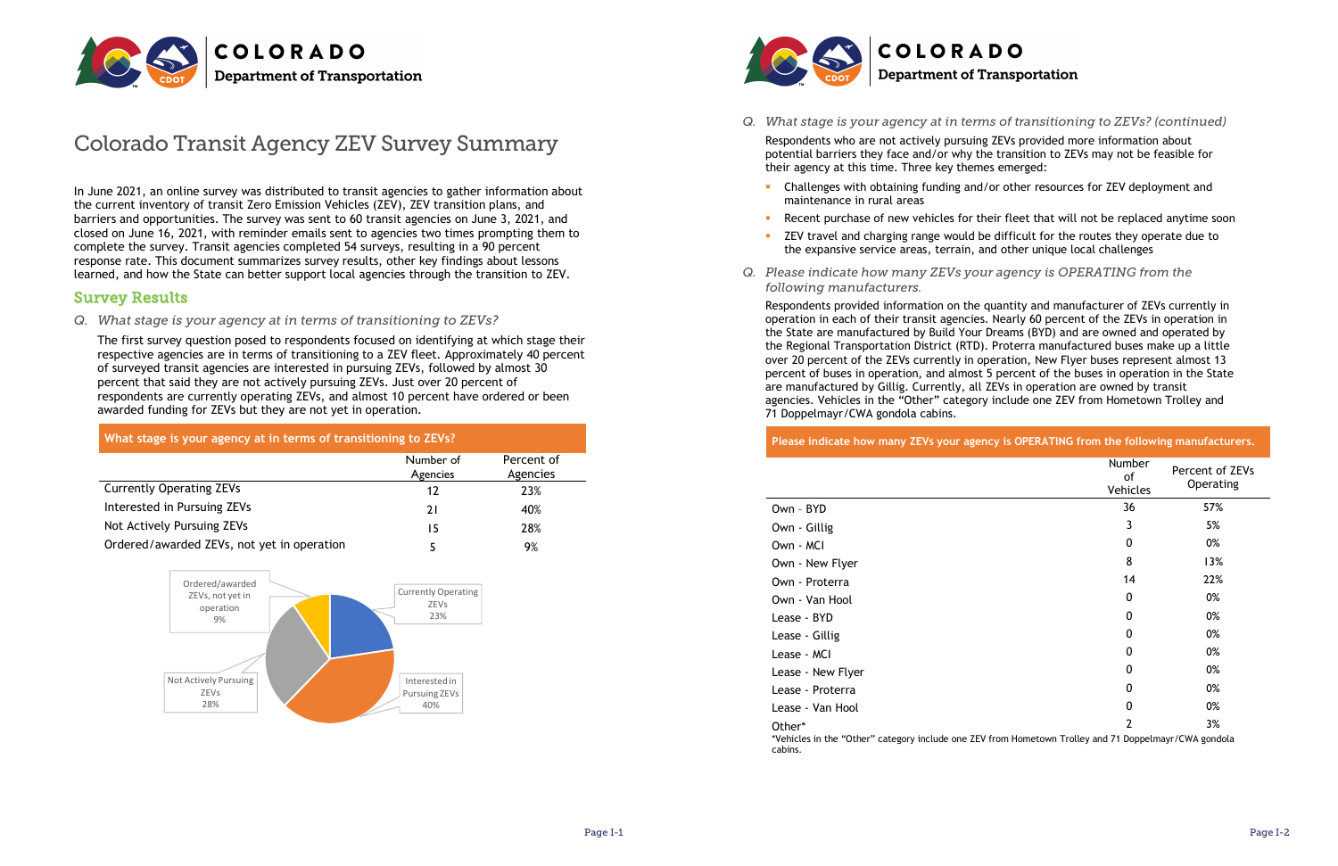# Colorado Transit Agency ZEV Survey Summary

In June 2021, an online survey was distributed to transit agencies to gather information about the current inventory of transit Zero Emission Vehicles (ZEV), ZEV transition plans, and barriers and opportunities. The survey was sent to 60 transit agencies on June 3, 2021, and closed on June 16, 2021, with reminder emails sent to agencies two times prompting them to complete the survey. Transit agencies completed 54 surveys, resulting in a 90 percent response rate. This document summarizes survey results, other key findings about lessons learned, and how the State can better support local agencies through the transition to ZEV.

## Survey Results

*Q. What stage is your agency at in terms of transitioning to ZEVs?*

The first survey question posed to respondents focused on identifying at which stage their respective agencies are in terms of transitioning to a ZEV fleet. Approximately 40 percent of surveyed transit agencies are interested in pursuing ZEVs, followed by almost 30 percent that said they are not actively pursuing ZEVs. Just over 20 percent of respondents are currently operating ZEVs, and almost 10 percent have ordered or been awarded funding for ZEVs but they are not yet in operation.

**What stage is your agency at in terms of transitioning to ZEVs?**

| | Number of Agencies | Percent of Agencies |
|---|---|---|
| Currently Operating ZEVs | 12 | 23% |
| Interested in Pursuing ZEVs | 21 | 40% |
| Not Actively Pursuing ZEVs | 15 | 28% |
| Ordered/awarded ZEVs, not yet in operation | 5 | 9% |

*Q. What stage is your agency at in terms of transitioning to ZEVs? (continued)*

Respondents who are not actively pursuing ZEVs provided more information about potential barriers they face and/or why the transition to ZEVs may not be feasible for their agency at this time. Three key themes emerged:

- Challenges with obtaining funding and/or other resources for ZEV deployment and maintenance in rural areas
- Recent purchase of new vehicles for their fleet that will not be replaced anytime soon
- ZEV travel and charging range would be difficult for the routes they operate due to the expansive service areas, terrain, and other unique local challenges

*Q. Please indicate how many ZEVs your agency is OPERATING from the following manufacturers.*

Respondents provided information on the quantity and manufacturer of ZEVs currently in operation in each of their transit agencies. Nearly 60 percent of the ZEVs in operation in the State are manufactured by Build Your Dreams (BYD) and are owned and operated by the Regional Transportation District (RTD). Proterra manufactured buses make up a little over 20 percent of the ZEVs currently in operation, New Flyer buses represent almost 13 percent of buses in operation, and almost 5 percent of the buses in operation in the State are manufactured by Gillig. Currently, all ZEVs in operation are owned by transit agencies. Vehicles in the "Other" category include one ZEV from Hometown Trolley and 71 Doppelmayr/CWA gondola cabins.

**Please indicate how many ZEVs your agency is OPERATING from the following manufacturers.**

| | Number of Vehicles | Percent of ZEVs Operating |
|---|---|---|
| Own - BYD | 36 | 57% |
| Own - Gillig | 3 | 5% |
| Own - MCI | 0 | 0% |
| Own - New Flyer | 8 | 13% |
| Own - Proterra | 14 | 22% |
| Own - Van Hool | 0 | 0% |
| Lease - BYD | 0 | 0% |
| Lease - Gillig | 0 | 0% |
| Lease - MCI | 0 | 0% |
| Lease - New Flyer | 0 | 0% |
| Lease - Proterra | 0 | 0% |
| Lease - Van Hool | 0 | 0% |
| Other* | 2 | 3% |

*Vehicles in the "Other" category include one ZEV from Hometown Trolley and 71 Doppelmayr/CWA gondola cabins.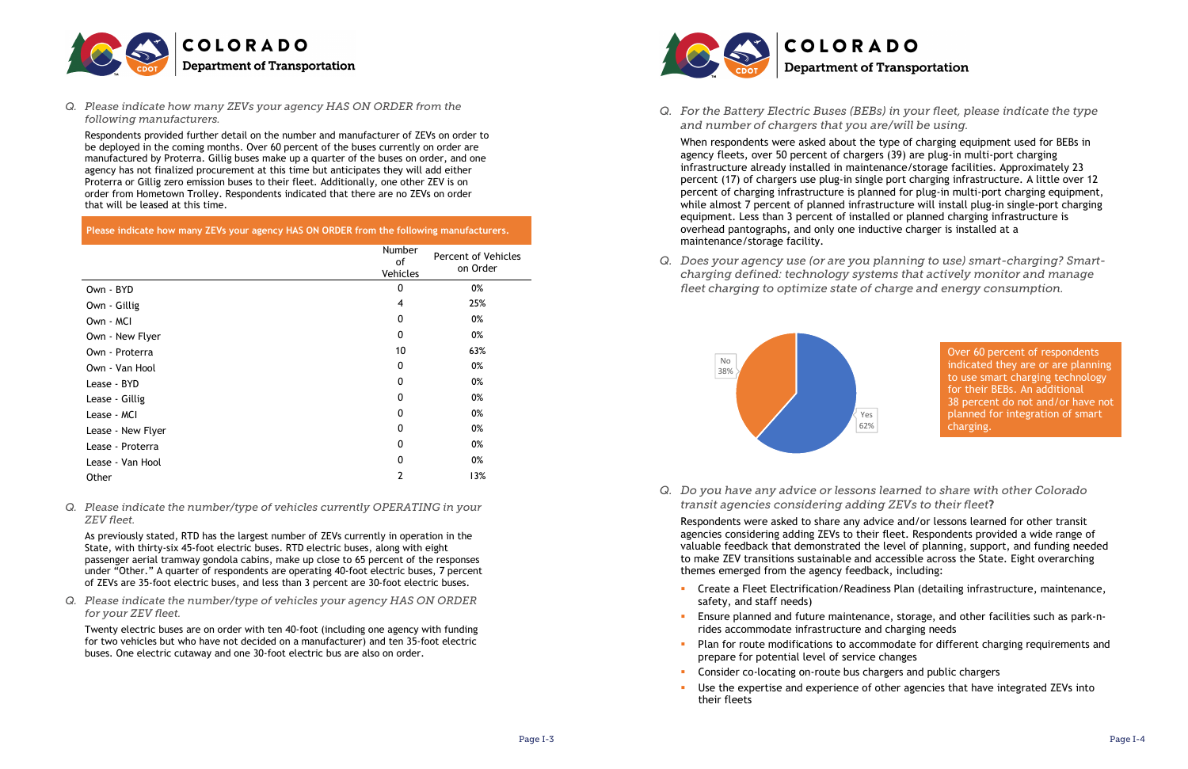*Q. Please indicate how many ZEVs your agency HAS ON ORDER from the following manufacturers.*

Respondents provided further detail on the number and manufacturer of ZEVs on order to be deployed in the coming months. Over 60 percent of the buses currently on order are manufactured by Proterra. Gillig buses make up a quarter of the buses on order, and one agency has not finalized procurement at this time but anticipates they will add either Proterra or Gillig zero emission buses to their fleet. Additionally, one other ZEV is on order from Hometown Trolley. Respondents indicated that there are no ZEVs on order that will be leased at this time.

**Please indicate how many ZEVs your agency HAS ON ORDER from the following manufacturers.**

| | Number of Vehicles | Percent of Vehicles on Order |
|---|---|---|
| Own - BYD | 0 | 0% |
| Own - Gillig | 4 | 25% |
| Own - MCI | 0 | 0% |
| Own - New Flyer | 0 | 0% |
| Own - Proterra | 10 | 63% |
| Own - Van Hool | 0 | 0% |
| Lease - BYD | 0 | 0% |
| Lease - Gillig | 0 | 0% |
| Lease - MCI | 0 | 0% |
| Lease - New Flyer | 0 | 0% |
| Lease - Proterra | 0 | 0% |
| Lease - Van Hool | 0 | 0% |
| Other | 2 | 13% |

*Q. Please indicate the number/type of vehicles currently OPERATING in your ZEV fleet.*

As previously stated, RTD has the largest number of ZEVs currently in operation in the State, with thirty-six 45-foot electric buses. RTD electric buses, along with eight passenger aerial tramway gondola cabins, make up close to 65 percent of the responses under "Other." A quarter of respondents are operating 40-foot electric buses, 7 percent of ZEVs are 35-foot electric buses, and less than 3 percent are 30-foot electric buses.

*Q. Please indicate the number/type of vehicles your agency HAS ON ORDER for your ZEV fleet.*

Twenty electric buses are on order with ten 40-foot (including one agency with funding for two vehicles but who have not decided on a manufacturer) and ten 35-foot electric buses. One electric cutaway and one 30-foot electric bus are also on order.

*Q. For the Battery Electric Buses (BEBs) in your fleet, please indicate the type and number of chargers that you are/will be using.*

When respondents were asked about the type of charging equipment used for BEBs in agency fleets, over 50 percent of chargers (39) are plug-in multi-port charging infrastructure already installed in maintenance/storage facilities. Approximately 23 percent (17) of chargers use plug-in single port charging infrastructure. A little over 12 percent of charging infrastructure is planned for plug-in multi-port charging equipment, while almost 7 percent of planned infrastructure will install plug-in single-port charging equipment. Less than 3 percent of installed or planned charging infrastructure is overhead pantographs, and only one inductive charger is installed at a maintenance/storage facility.

*Q. Does your agency use (or are you planning to use) smart-charging? Smart-charging defined: technology systems that actively monitor and manage fleet charging to optimize state of charge and energy consumption.*

No 38%

Yes 62%

Over 60 percent of respondents indicated they are or are planning to use smart charging technology for their BEBs. An additional 38 percent do not and/or have not planned for integration of smart charging.

*Q. Do you have any advice or lessons learned to share with other Colorado transit agencies considering adding ZEVs to their fleet?*

Respondents were asked to share any advice and/or lessons learned for other transit agencies considering adding ZEVs to their fleet. Respondents provided a wide range of valuable feedback that demonstrated the level of planning, support, and funding needed to make ZEV transitions sustainable and accessible across the State. Eight overarching themes emerged from the agency feedback, including:

- Create a Fleet Electrification/Readiness Plan (detailing infrastructure, maintenance, safety, and staff needs)
- Ensure planned and future maintenance, storage, and other facilities such as park-n-rides accommodate infrastructure and charging needs
- Plan for route modifications to accommodate for different charging requirements and prepare for potential level of service changes
- Consider co-locating on-route bus chargers and public chargers
- Use the expertise and experience of other agencies that have integrated ZEVs into their fleets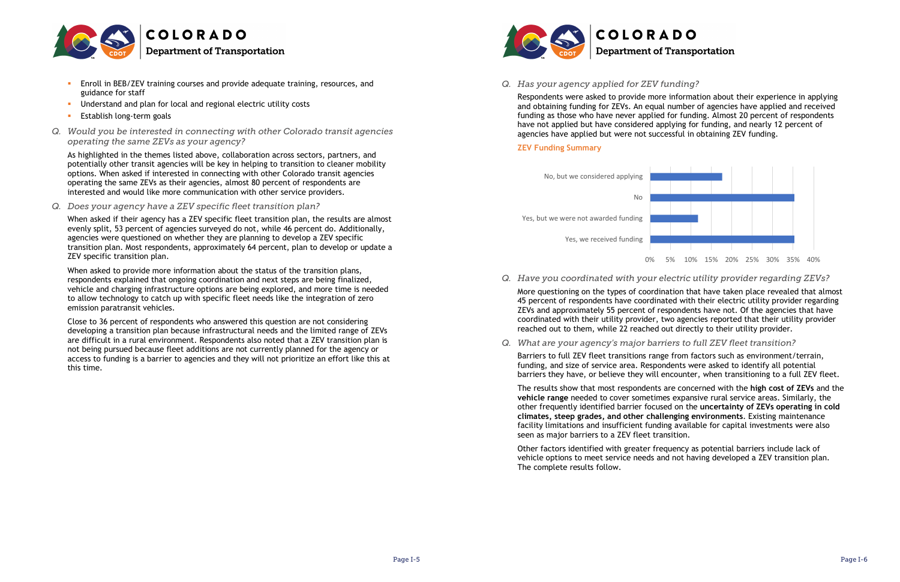- Enroll in BEB/ZEV training courses and provide adequate training, resources, and guidance for staff
- Understand and plan for local and regional electric utility costs
- Establish long-term goals

*Q. Would you be interested in connecting with other Colorado transit agencies operating the same ZEVs as your agency?*

As highlighted in the themes listed above, collaboration across sectors, partners, and potentially other transit agencies will be key in helping to transition to cleaner mobility options. When asked if interested in connecting with other Colorado transit agencies operating the same ZEVs as their agencies, almost 80 percent of respondents are interested and would like more communication with other service providers.

*Q. Does your agency have a ZEV specific fleet transition plan?*

When asked if their agency has a ZEV specific fleet transition plan, the results are almost evenly split, 53 percent of agencies surveyed do not, while 46 percent do. Additionally, agencies were questioned on whether they are planning to develop a ZEV specific transition plan. Most respondents, approximately 64 percent, plan to develop or update a ZEV specific transition plan.

When asked to provide more information about the status of the transition plans, respondents explained that ongoing coordination and next steps are being finalized, vehicle and charging infrastructure options are being explored, and more time is needed to allow technology to catch up with specific fleet needs like the integration of zero emission paratransit vehicles.

Close to 36 percent of respondents who answered this question are not considering developing a transition plan because infrastructural needs and the limited range of ZEVs are difficult in a rural environment. Respondents also noted that a ZEV transition plan is not being pursued because fleet additions are not currently planned for the agency or access to funding is a barrier to agencies and they will not prioritize an effort like this at this time.

*Q. Has your agency applied for ZEV funding?*

Respondents were asked to provide more information about their experience in applying and obtaining funding for ZEVs. An equal number of agencies have applied and received funding as those who have never applied for funding. Almost 20 percent of respondents have not applied but have considered applying for funding, and nearly 12 percent of agencies have applied but were not successful in obtaining ZEV funding.

**ZEV Funding Summary**

| Response | Percent |
|---|---|
| No, but we considered applying | ~18% |
| No | ~35% |
| Yes, but we were not awarded funding | ~12% |
| Yes, we received funding | ~35% |

*Q. Have you coordinated with your electric utility provider regarding ZEVs?*

More questioning on the types of coordination that have taken place revealed that almost 45 percent of respondents have coordinated with their electric utility provider regarding ZEVs and approximately 55 percent of respondents have not. Of the agencies that have coordinated with their utility provider, two agencies reported that their utility provider reached out to them, while 22 reached out directly to their utility provider.

*Q. What are your agency's major barriers to full ZEV fleet transition?*

Barriers to full ZEV fleet transitions range from factors such as environment/terrain, funding, and size of service area. Respondents were asked to identify all potential barriers they have, or believe they will encounter, when transitioning to a full ZEV fleet.

The results show that most respondents are concerned with the **high cost of ZEVs** and the **vehicle range** needed to cover sometimes expansive rural service areas. Similarly, the other frequently identified barrier focused on the **uncertainty of ZEVs operating in cold climates, steep grades, and other challenging environments**. Existing maintenance facility limitations and insufficient funding available for capital investments were also seen as major barriers to a ZEV fleet transition.

Other factors identified with greater frequency as potential barriers include lack of vehicle options to meet service needs and not having developed a ZEV transition plan. The complete results follow.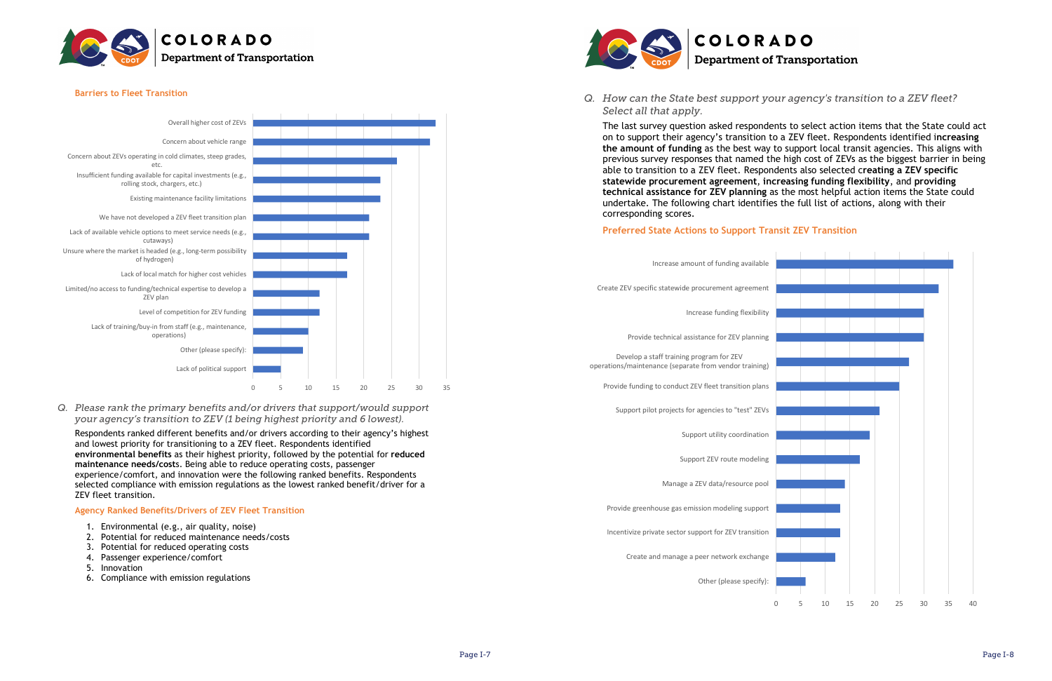#### Barriers to Fleet Transition

| Barrier | Responses |
|---|---|
| Overall higher cost of ZEVs | 33 |
| Concern about vehicle range | 32 |
| Concern about ZEVs operating in cold climates, steep grades, etc. | 26 |
| Insufficient funding available for capital investments (e.g., rolling stock, chargers, etc.) | 23 |
| Existing maintenance facility limitations | 23 |
| We have not developed a ZEV fleet transition plan | 21 |
| Lack of available vehicle options to meet service needs (e.g., cutaways) | 21 |
| Unsure where the market is headed (e.g., long-term possibility of hydrogen) | 17 |
| Lack of local match for higher cost vehicles | 17 |
| Limited/no access to funding/technical expertise to develop a ZEV plan | 12 |
| Level of competition for ZEV funding | 12 |
| Lack of training/buy-in from staff (e.g., maintenance, operations) | 10 |
| Other (please specify): | 9 |
| Lack of political support | 5 |

*Q. Please rank the primary benefits and/or drivers that support/would support your agency's transition to ZEV (1 being highest priority and 6 lowest).*

Respondents ranked different benefits and/or drivers according to their agency's highest and lowest priority for transitioning to a ZEV fleet. Respondents identified **environmental benefits** as their highest priority, followed by the potential for **reduced maintenance needs/costs**. Being able to reduce operating costs, passenger experience/comfort, and innovation were the following ranked benefits. Respondents selected compliance with emission regulations as the lowest ranked benefit/driver for a ZEV fleet transition.

#### Agency Ranked Benefits/Drivers of ZEV Fleet Transition

1. Environmental (e.g., air quality, noise)
2. Potential for reduced maintenance needs/costs
3. Potential for reduced operating costs
4. Passenger experience/comfort
5. Innovation
6. Compliance with emission regulations

*Q. How can the State best support your agency's transition to a ZEV fleet? Select all that apply.*

The last survey question asked respondents to select action items that the State could act on to support their agency's transition to a ZEV fleet. Respondents identified **increasing the amount of funding** as the best way to support local transit agencies. This aligns with previous survey responses that named the high cost of ZEVs as the biggest barrier in being able to transition to a ZEV fleet. Respondents also selected **creating a ZEV specific statewide procurement agreement**, **increasing funding flexibility**, and **providing technical assistance for ZEV planning** as the most helpful action items the State could undertake. The following chart identifies the full list of actions, along with their corresponding scores.

#### Preferred State Actions to Support Transit ZEV Transition

| Action | Score |
|---|---|
| Increase amount of funding available | 36 |
| Create ZEV specific statewide procurement agreement | 33 |
| Increase funding flexibility | 30 |
| Provide technical assistance for ZEV planning | 30 |
| Develop a staff training program for ZEV operations/maintenance (separate from vendor training) | 27 |
| Provide funding to conduct ZEV fleet transition plans | 25 |
| Support pilot projects for agencies to "test" ZEVs | 21 |
| Support utility coordination | 19 |
| Support ZEV route modeling | 17 |
| Manage a ZEV data/resource pool | 14 |
| Provide greenhouse gas emission modeling support | 13 |
| Incentivize private sector support for ZEV transition | 13 |
| Create and manage a peer network exchange | 12 |
| Other (please specify): | 6 |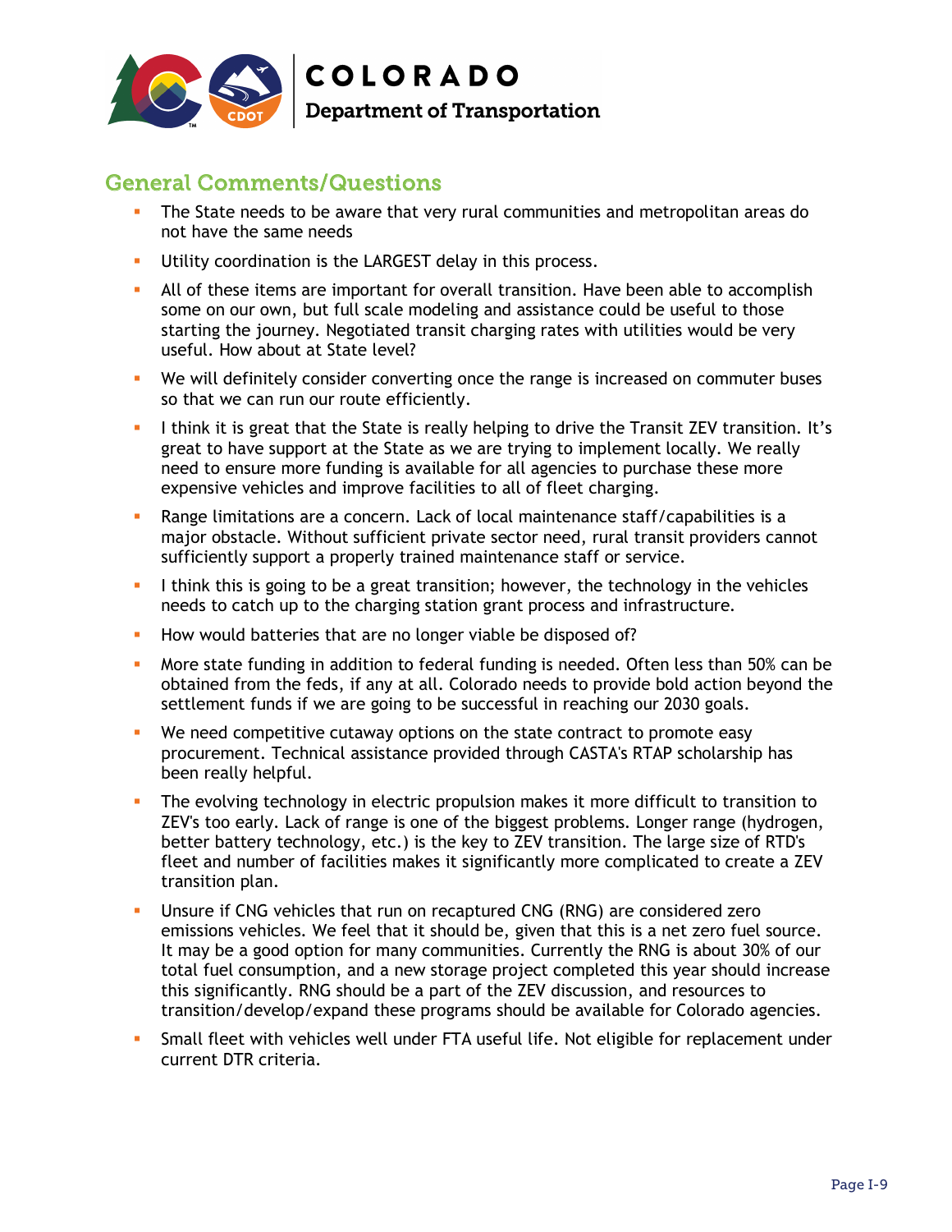## General Comments/Questions

- The State needs to be aware that very rural communities and metropolitan areas do not have the same needs
- Utility coordination is the LARGEST delay in this process.
- All of these items are important for overall transition. Have been able to accomplish some on our own, but full scale modeling and assistance could be useful to those starting the journey. Negotiated transit charging rates with utilities would be very useful. How about at State level?
- We will definitely consider converting once the range is increased on commuter buses so that we can run our route efficiently.
- I think it is great that the State is really helping to drive the Transit ZEV transition. It's great to have support at the State as we are trying to implement locally. We really need to ensure more funding is available for all agencies to purchase these more expensive vehicles and improve facilities to all of fleet charging.
- Range limitations are a concern. Lack of local maintenance staff/capabilities is a major obstacle. Without sufficient private sector need, rural transit providers cannot sufficiently support a properly trained maintenance staff or service.
- I think this is going to be a great transition; however, the technology in the vehicles needs to catch up to the charging station grant process and infrastructure.
- How would batteries that are no longer viable be disposed of?
- More state funding in addition to federal funding is needed. Often less than 50% can be obtained from the feds, if any at all. Colorado needs to provide bold action beyond the settlement funds if we are going to be successful in reaching our 2030 goals.
- We need competitive cutaway options on the state contract to promote easy procurement. Technical assistance provided through CASTA's RTAP scholarship has been really helpful.
- The evolving technology in electric propulsion makes it more difficult to transition to ZEV's too early. Lack of range is one of the biggest problems. Longer range (hydrogen, better battery technology, etc.) is the key to ZEV transition. The large size of RTD's fleet and number of facilities makes it significantly more complicated to create a ZEV transition plan.
- Unsure if CNG vehicles that run on recaptured CNG (RNG) are considered zero emissions vehicles. We feel that it should be, given that this is a net zero fuel source. It may be a good option for many communities. Currently the RNG is about 30% of our total fuel consumption, and a new storage project completed this year should increase this significantly. RNG should be a part of the ZEV discussion, and resources to transition/develop/expand these programs should be available for Colorado agencies.
- Small fleet with vehicles well under FTA useful life. Not eligible for replacement under current DTR criteria.